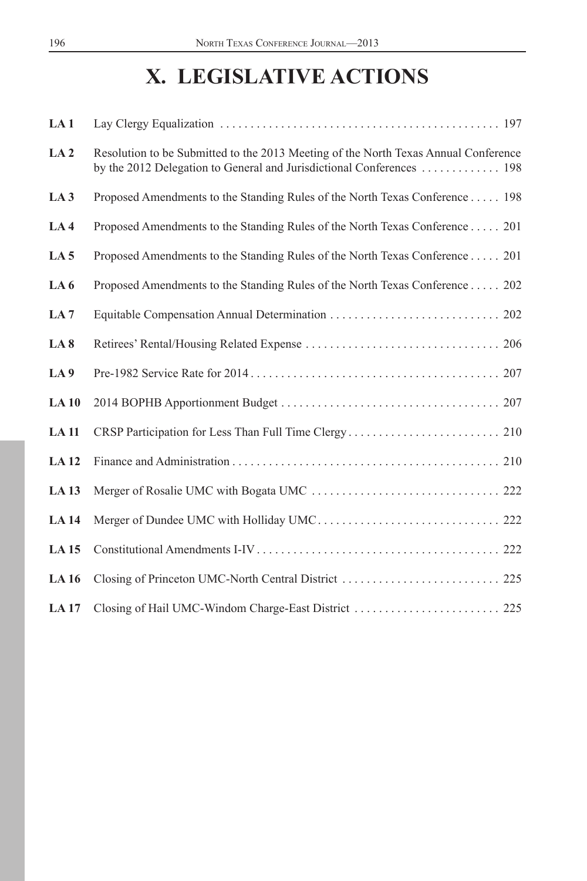# X. LEGISLATIVE ACTIONS

| | | |
|---|---|---|
| **LA 1** | Lay Clergy Equalization | 197 |
| **LA 2** | Resolution to be Submitted to the 2013 Meeting of the North Texas Annual Conference by the 2012 Delegation to General and Jurisdictional Conferences | 198 |
| **LA 3** | Proposed Amendments to the Standing Rules of the North Texas Conference | 198 |
| **LA 4** | Proposed Amendments to the Standing Rules of the North Texas Conference | 201 |
| **LA 5** | Proposed Amendments to the Standing Rules of the North Texas Conference | 201 |
| **LA 6** | Proposed Amendments to the Standing Rules of the North Texas Conference | 202 |
| **LA 7** | Equitable Compensation Annual Determination | 202 |
| **LA 8** | Retirees' Rental/Housing Related Expense | 206 |
| **LA 9** | Pre-1982 Service Rate for 2014 | 207 |
| **LA 10** | 2014 BOPHB Apportionment Budget | 207 |
| **LA 11** | CRSP Participation for Less Than Full Time Clergy | 210 |
| **LA 12** | Finance and Administration | 210 |
| **LA 13** | Merger of Rosalie UMC with Bogata UMC | 222 |
| **LA 14** | Merger of Dundee UMC with Holliday UMC | 222 |
| **LA 15** | Constitutional Amendments I-IV | 222 |
| **LA 16** | Closing of Princeton UMC-North Central District | 225 |
| **LA 17** | Closing of Hail UMC-Windom Charge-East District | 225 |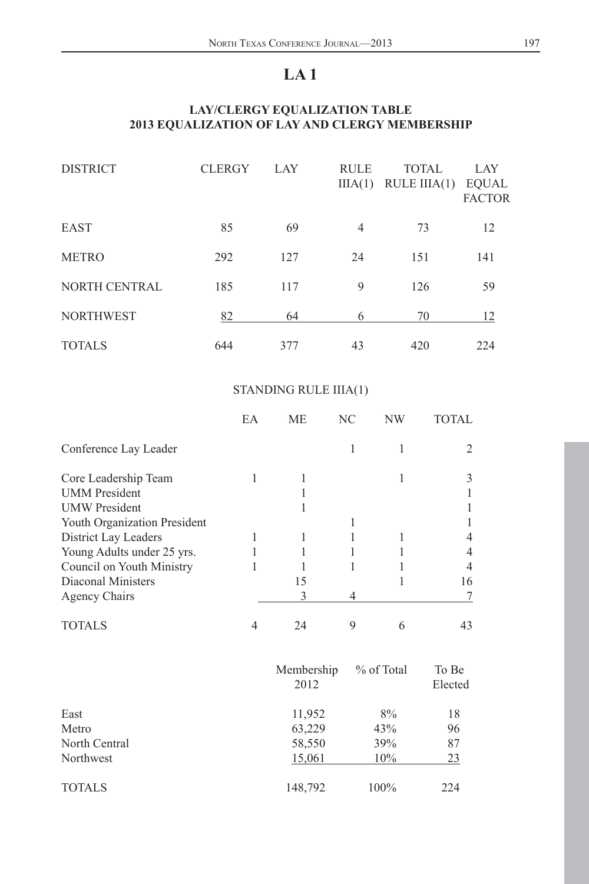# LA 1

## LAY/CLERGY EQUALIZATION TABLE
## 2013 EQUALIZATION OF LAY AND CLERGY MEMBERSHIP

| DISTRICT | CLERGY | LAY | RULE IIIA(1) | TOTAL RULE IIIA(1) | LAY EQUAL FACTOR |
|---|---|---|---|---|---|
| EAST | 85 | 69 | 4 | 73 | 12 |
| METRO | 292 | 127 | 24 | 151 | 141 |
| NORTH CENTRAL | 185 | 117 | 9 | 126 | 59 |
| NORTHWEST | 82 | 64 | 6 | 70 | 12 |
| TOTALS | 644 | 377 | 43 | 420 | 224 |

### STANDING RULE IIIA(1)

| | EA | ME | NC | NW | TOTAL |
|---|---|---|---|---|---|
| Conference Lay Leader | | | 1 | 1 | 2 |
| Core Leadership Team | 1 | 1 | | 1 | 3 |
| UMM President | | 1 | | | 1 |
| UMW President | | 1 | | | 1 |
| Youth Organization President | | | 1 | | 1 |
| District Lay Leaders | 1 | 1 | 1 | 1 | 4 |
| Young Adults under 25 yrs. | 1 | 1 | 1 | 1 | 4 |
| Council on Youth Ministry | 1 | 1 | 1 | 1 | 4 |
| Diaconal Ministers | | 15 | | 1 | 16 |
| Agency Chairs | | 3 | 4 | | 7 |
| TOTALS | 4 | 24 | 9 | 6 | 43 |

| | Membership 2012 | % of Total | To Be Elected |
|---|---|---|---|
| East | 11,952 | 8% | 18 |
| Metro | 63,229 | 43% | 96 |
| North Central | 58,550 | 39% | 87 |
| Northwest | 15,061 | 10% | 23 |
| TOTALS | 148,792 | 100% | 224 |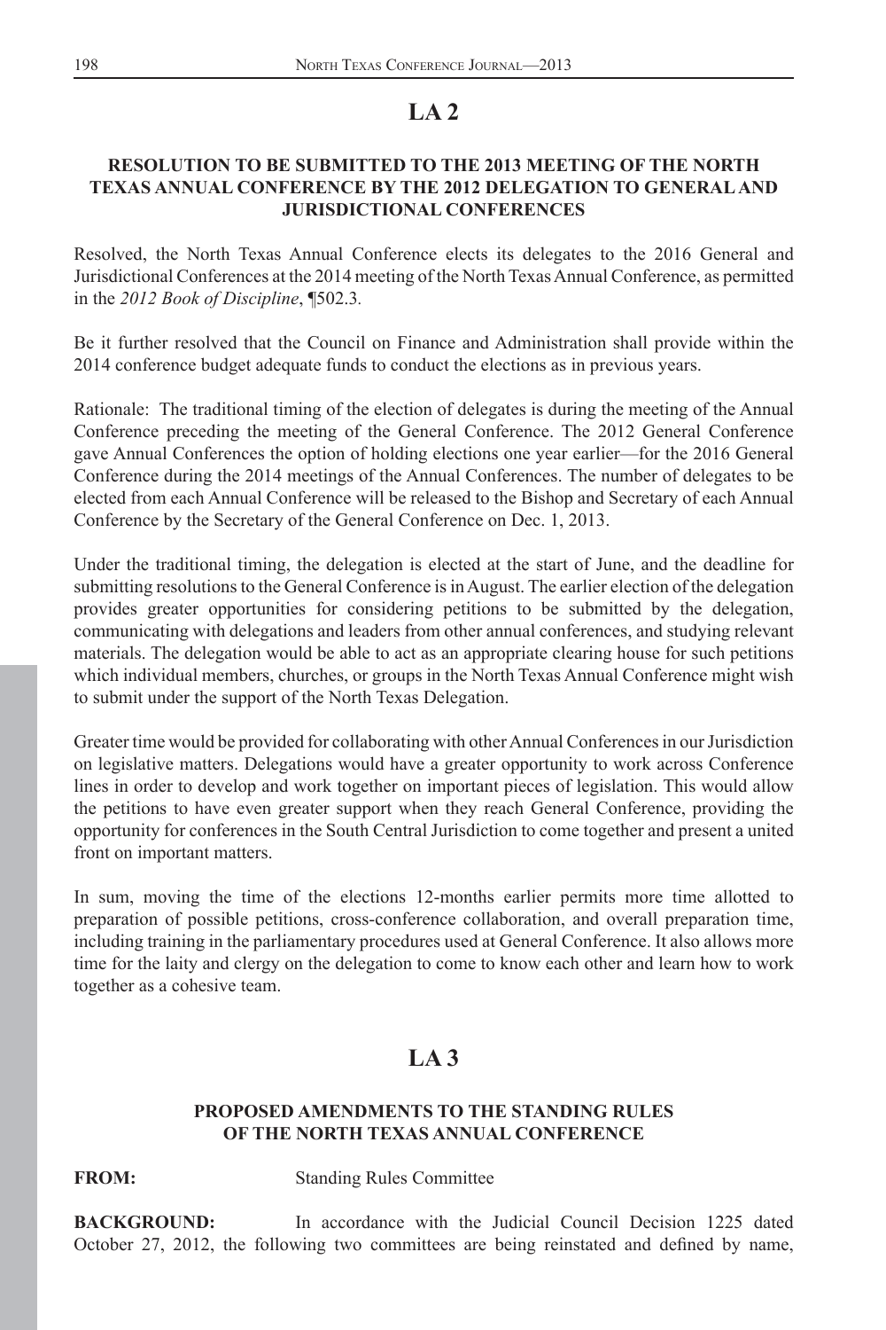## LA 2

### RESOLUTION TO BE SUBMITTED TO THE 2013 MEETING OF THE NORTH TEXAS ANNUAL CONFERENCE BY THE 2012 DELEGATION TO GENERAL AND JURISDICTIONAL CONFERENCES

Resolved, the North Texas Annual Conference elects its delegates to the 2016 General and Jurisdictional Conferences at the 2014 meeting of the North Texas Annual Conference, as permitted in the *2012 Book of Discipline*, ¶502.3.

Be it further resolved that the Council on Finance and Administration shall provide within the 2014 conference budget adequate funds to conduct the elections as in previous years.

Rationale: The traditional timing of the election of delegates is during the meeting of the Annual Conference preceding the meeting of the General Conference. The 2012 General Conference gave Annual Conferences the option of holding elections one year earlier—for the 2016 General Conference during the 2014 meetings of the Annual Conferences. The number of delegates to be elected from each Annual Conference will be released to the Bishop and Secretary of each Annual Conference by the Secretary of the General Conference on Dec. 1, 2013.

Under the traditional timing, the delegation is elected at the start of June, and the deadline for submitting resolutions to the General Conference is in August. The earlier election of the delegation provides greater opportunities for considering petitions to be submitted by the delegation, communicating with delegations and leaders from other annual conferences, and studying relevant materials. The delegation would be able to act as an appropriate clearing house for such petitions which individual members, churches, or groups in the North Texas Annual Conference might wish to submit under the support of the North Texas Delegation.

Greater time would be provided for collaborating with other Annual Conferences in our Jurisdiction on legislative matters. Delegations would have a greater opportunity to work across Conference lines in order to develop and work together on important pieces of legislation. This would allow the petitions to have even greater support when they reach General Conference, providing the opportunity for conferences in the South Central Jurisdiction to come together and present a united front on important matters.

In sum, moving the time of the elections 12-months earlier permits more time allotted to preparation of possible petitions, cross-conference collaboration, and overall preparation time, including training in the parliamentary procedures used at General Conference. It also allows more time for the laity and clergy on the delegation to come to know each other and learn how to work together as a cohesive team.

## LA 3

### PROPOSED AMENDMENTS TO THE STANDING RULES OF THE NORTH TEXAS ANNUAL CONFERENCE

**FROM:** Standing Rules Committee

**BACKGROUND:** In accordance with the Judicial Council Decision 1225 dated October 27, 2012, the following two committees are being reinstated and defined by name,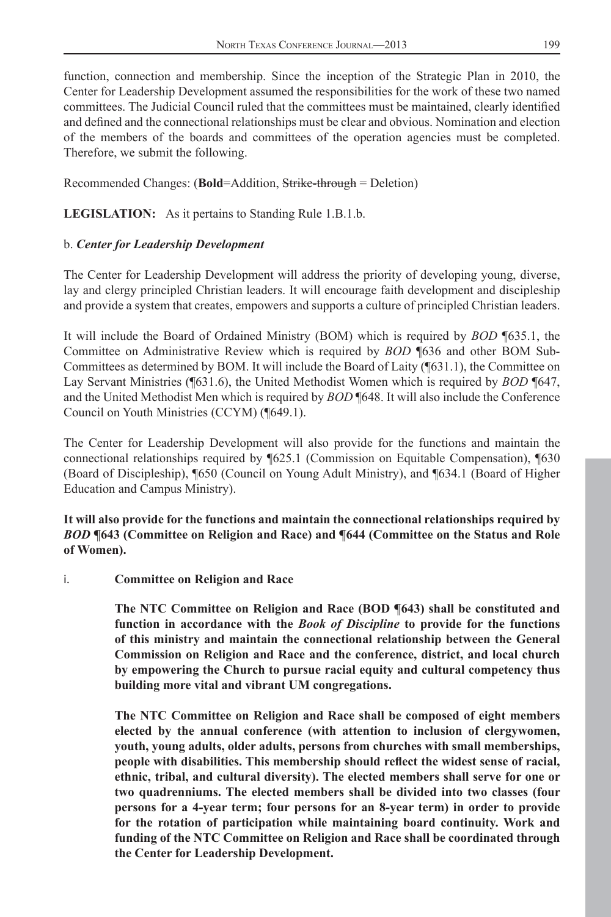function, connection and membership. Since the inception of the Strategic Plan in 2010, the Center for Leadership Development assumed the responsibilities for the work of these two named committees. The Judicial Council ruled that the committees must be maintained, clearly identified and defined and the connectional relationships must be clear and obvious. Nomination and election of the members of the boards and committees of the operation agencies must be completed. Therefore, we submit the following.

Recommended Changes: (**Bold**=Addition, ~~Strike-through~~ = Deletion)

**LEGISLATION:** As it pertains to Standing Rule 1.B.1.b.

b. ***Center for Leadership Development***

The Center for Leadership Development will address the priority of developing young, diverse, lay and clergy principled Christian leaders. It will encourage faith development and discipleship and provide a system that creates, empowers and supports a culture of principled Christian leaders.

It will include the Board of Ordained Ministry (BOM) which is required by *BOD* ¶635.1, the Committee on Administrative Review which is required by *BOD* ¶636 and other BOM Sub-Committees as determined by BOM. It will include the Board of Laity (¶631.1), the Committee on Lay Servant Ministries (¶631.6), the United Methodist Women which is required by *BOD* ¶647, and the United Methodist Men which is required by *BOD* ¶648. It will also include the Conference Council on Youth Ministries (CCYM) (¶649.1).

The Center for Leadership Development will also provide for the functions and maintain the connectional relationships required by ¶625.1 (Commission on Equitable Compensation), ¶630 (Board of Discipleship), ¶650 (Council on Young Adult Ministry), and ¶634.1 (Board of Higher Education and Campus Ministry).

**It will also provide for the functions and maintain the connectional relationships required by *BOD* ¶643 (Committee on Religion and Race) and ¶644 (Committee on the Status and Role of Women).**

i. **Committee on Religion and Race**

**The NTC Committee on Religion and Race (BOD ¶643) shall be constituted and function in accordance with the *Book of Discipline* to provide for the functions of this ministry and maintain the connectional relationship between the General Commission on Religion and Race and the conference, district, and local church by empowering the Church to pursue racial equity and cultural competency thus building more vital and vibrant UM congregations.**

**The NTC Committee on Religion and Race shall be composed of eight members elected by the annual conference (with attention to inclusion of clergywomen, youth, young adults, older adults, persons from churches with small memberships, people with disabilities. This membership should reflect the widest sense of racial, ethnic, tribal, and cultural diversity). The elected members shall serve for one or two quadrenniums. The elected members shall be divided into two classes (four persons for a 4-year term; four persons for an 8-year term) in order to provide for the rotation of participation while maintaining board continuity. Work and funding of the NTC Committee on Religion and Race shall be coordinated through the Center for Leadership Development.**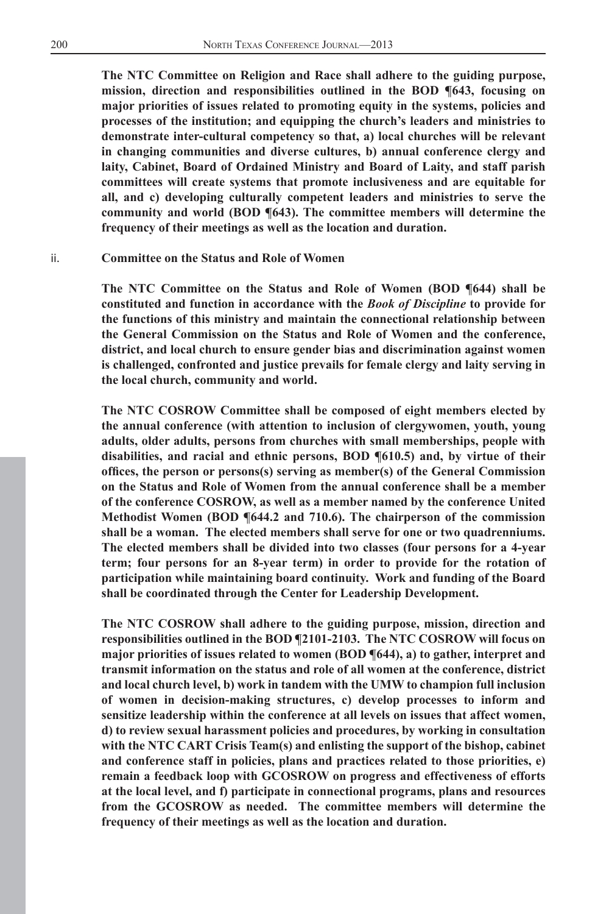**The NTC Committee on Religion and Race shall adhere to the guiding purpose, mission, direction and responsibilities outlined in the BOD ¶643, focusing on major priorities of issues related to promoting equity in the systems, policies and processes of the institution; and equipping the church's leaders and ministries to demonstrate inter-cultural competency so that, a) local churches will be relevant in changing communities and diverse cultures, b) annual conference clergy and laity, Cabinet, Board of Ordained Ministry and Board of Laity, and staff parish committees will create systems that promote inclusiveness and are equitable for all, and c) developing culturally competent leaders and ministries to serve the community and world (BOD ¶643). The committee members will determine the frequency of their meetings as well as the location and duration.**

ii. **Committee on the Status and Role of Women**

**The NTC Committee on the Status and Role of Women (BOD ¶644) shall be constituted and function in accordance with the *Book of Discipline* to provide for the functions of this ministry and maintain the connectional relationship between the General Commission on the Status and Role of Women and the conference, district, and local church to ensure gender bias and discrimination against women is challenged, confronted and justice prevails for female clergy and laity serving in the local church, community and world.**

**The NTC COSROW Committee shall be composed of eight members elected by the annual conference (with attention to inclusion of clergywomen, youth, young adults, older adults, persons from churches with small memberships, people with disabilities, and racial and ethnic persons, BOD ¶610.5) and, by virtue of their offices, the person or persons(s) serving as member(s) of the General Commission on the Status and Role of Women from the annual conference shall be a member of the conference COSROW, as well as a member named by the conference United Methodist Women (BOD ¶644.2 and 710.6). The chairperson of the commission shall be a woman. The elected members shall serve for one or two quadrenniums. The elected members shall be divided into two classes (four persons for a 4-year term; four persons for an 8-year term) in order to provide for the rotation of participation while maintaining board continuity. Work and funding of the Board shall be coordinated through the Center for Leadership Development.**

**The NTC COSROW shall adhere to the guiding purpose, mission, direction and responsibilities outlined in the BOD ¶2101-2103. The NTC COSROW will focus on major priorities of issues related to women (BOD ¶644), a) to gather, interpret and transmit information on the status and role of all women at the conference, district and local church level, b) work in tandem with the UMW to champion full inclusion of women in decision-making structures, c) develop processes to inform and sensitize leadership within the conference at all levels on issues that affect women, d) to review sexual harassment policies and procedures, by working in consultation with the NTC CART Crisis Team(s) and enlisting the support of the bishop, cabinet and conference staff in policies, plans and practices related to those priorities, e) remain a feedback loop with GCOSROW on progress and effectiveness of efforts at the local level, and f) participate in connectional programs, plans and resources from the GCOSROW as needed. The committee members will determine the frequency of their meetings as well as the location and duration.**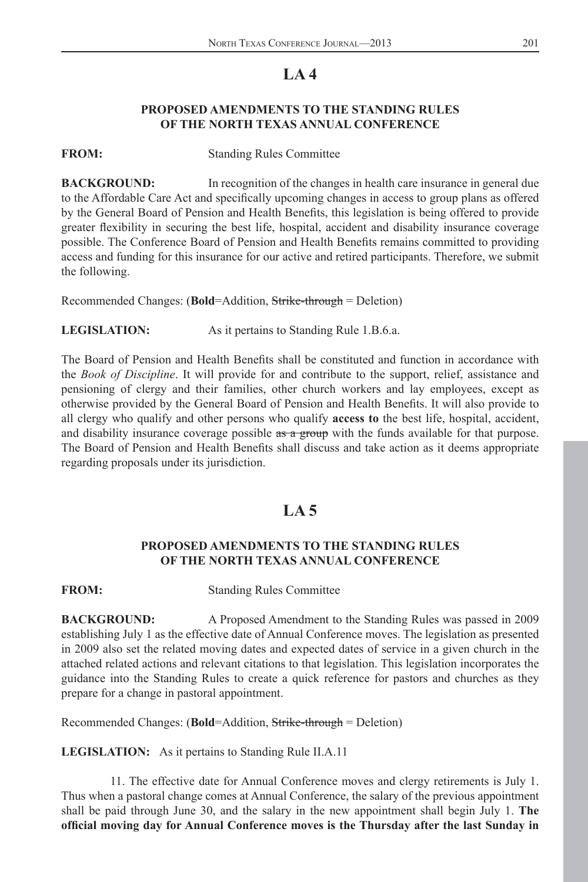# LA 4

### PROPOSED AMENDMENTS TO THE STANDING RULES OF THE NORTH TEXAS ANNUAL CONFERENCE

**FROM:** Standing Rules Committee

**BACKGROUND:** In recognition of the changes in health care insurance in general due to the Affordable Care Act and specifically upcoming changes in access to group plans as offered by the General Board of Pension and Health Benefits, this legislation is being offered to provide greater flexibility in securing the best life, hospital, accident and disability insurance coverage possible. The Conference Board of Pension and Health Benefits remains committed to providing access and funding for this insurance for our active and retired participants. Therefore, we submit the following.

Recommended Changes: (**Bold**=Addition, ~~Strike-through~~ = Deletion)

**LEGISLATION:** As it pertains to Standing Rule 1.B.6.a.

The Board of Pension and Health Benefits shall be constituted and function in accordance with the *Book of Discipline*. It will provide for and contribute to the support, relief, assistance and pensioning of clergy and their families, other church workers and lay employees, except as otherwise provided by the General Board of Pension and Health Benefits. It will also provide to all clergy who qualify and other persons who qualify **access to** the best life, hospital, accident, and disability insurance coverage possible ~~as a group~~ with the funds available for that purpose. The Board of Pension and Health Benefits shall discuss and take action as it deems appropriate regarding proposals under its jurisdiction.

# LA 5

### PROPOSED AMENDMENTS TO THE STANDING RULES OF THE NORTH TEXAS ANNUAL CONFERENCE

**FROM:** Standing Rules Committee

**BACKGROUND:** A Proposed Amendment to the Standing Rules was passed in 2009 establishing July 1 as the effective date of Annual Conference moves. The legislation as presented in 2009 also set the related moving dates and expected dates of service in a given church in the attached related actions and relevant citations to that legislation. This legislation incorporates the guidance into the Standing Rules to create a quick reference for pastors and churches as they prepare for a change in pastoral appointment.

Recommended Changes: (**Bold**=Addition, ~~Strike-through~~ = Deletion)

**LEGISLATION:** As it pertains to Standing Rule II.A.11

11. The effective date for Annual Conference moves and clergy retirements is July 1. Thus when a pastoral change comes at Annual Conference, the salary of the previous appointment shall be paid through June 30, and the salary in the new appointment shall begin July 1. **The official moving day for Annual Conference moves is the Thursday after the last Sunday in**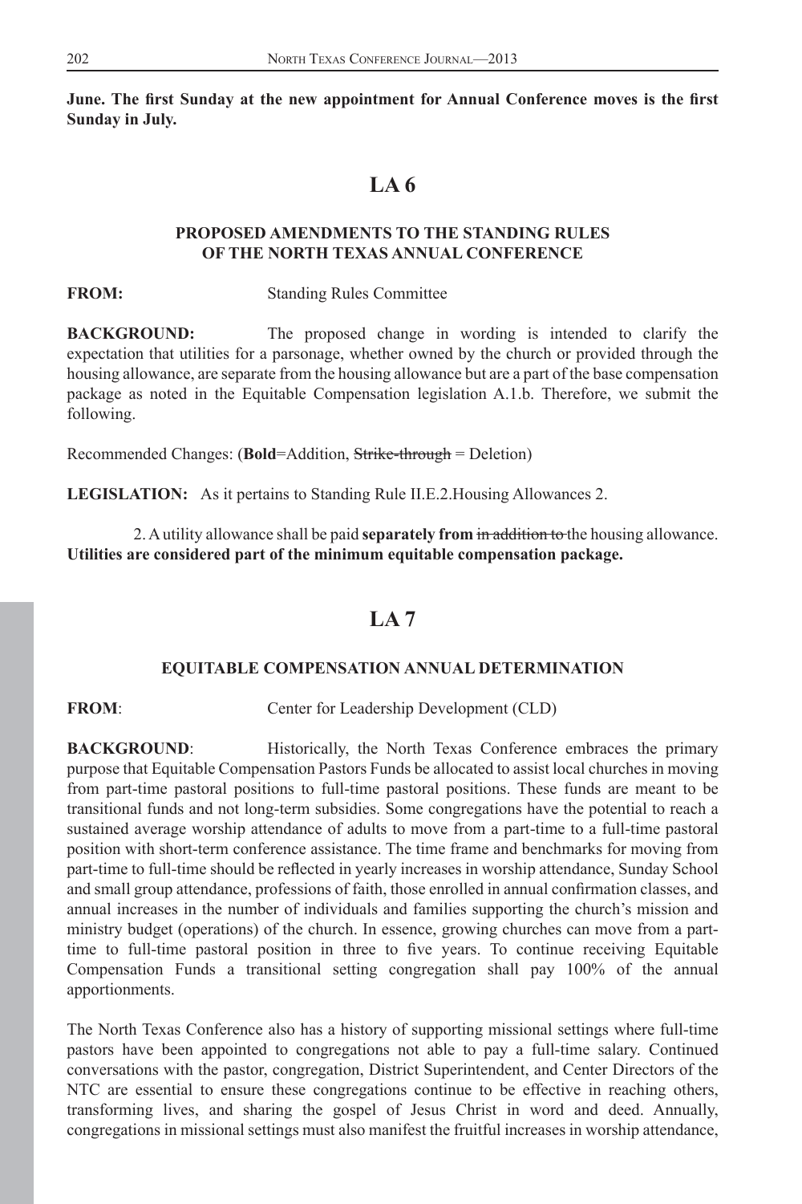**June. The first Sunday at the new appointment for Annual Conference moves is the first Sunday in July.**

## LA 6

### PROPOSED AMENDMENTS TO THE STANDING RULES OF THE NORTH TEXAS ANNUAL CONFERENCE

**FROM:** Standing Rules Committee

**BACKGROUND:** The proposed change in wording is intended to clarify the expectation that utilities for a parsonage, whether owned by the church or provided through the housing allowance, are separate from the housing allowance but are a part of the base compensation package as noted in the Equitable Compensation legislation A.1.b. Therefore, we submit the following.

Recommended Changes: (**Bold**=Addition, ~~Strike-through~~ = Deletion)

**LEGISLATION:** As it pertains to Standing Rule II.E.2.Housing Allowances 2.

2. A utility allowance shall be paid **separately from** ~~in addition to~~ the housing allowance. **Utilities are considered part of the minimum equitable compensation package.**

## LA 7

### EQUITABLE COMPENSATION ANNUAL DETERMINATION

**FROM**: Center for Leadership Development (CLD)

**BACKGROUND**: Historically, the North Texas Conference embraces the primary purpose that Equitable Compensation Pastors Funds be allocated to assist local churches in moving from part-time pastoral positions to full-time pastoral positions. These funds are meant to be transitional funds and not long-term subsidies. Some congregations have the potential to reach a sustained average worship attendance of adults to move from a part-time to a full-time pastoral position with short-term conference assistance. The time frame and benchmarks for moving from part-time to full-time should be reflected in yearly increases in worship attendance, Sunday School and small group attendance, professions of faith, those enrolled in annual confirmation classes, and annual increases in the number of individuals and families supporting the church's mission and ministry budget (operations) of the church. In essence, growing churches can move from a part-time to full-time pastoral position in three to five years. To continue receiving Equitable Compensation Funds a transitional setting congregation shall pay 100% of the annual apportionments.

The North Texas Conference also has a history of supporting missional settings where full-time pastors have been appointed to congregations not able to pay a full-time salary. Continued conversations with the pastor, congregation, District Superintendent, and Center Directors of the NTC are essential to ensure these congregations continue to be effective in reaching others, transforming lives, and sharing the gospel of Jesus Christ in word and deed. Annually, congregations in missional settings must also manifest the fruitful increases in worship attendance,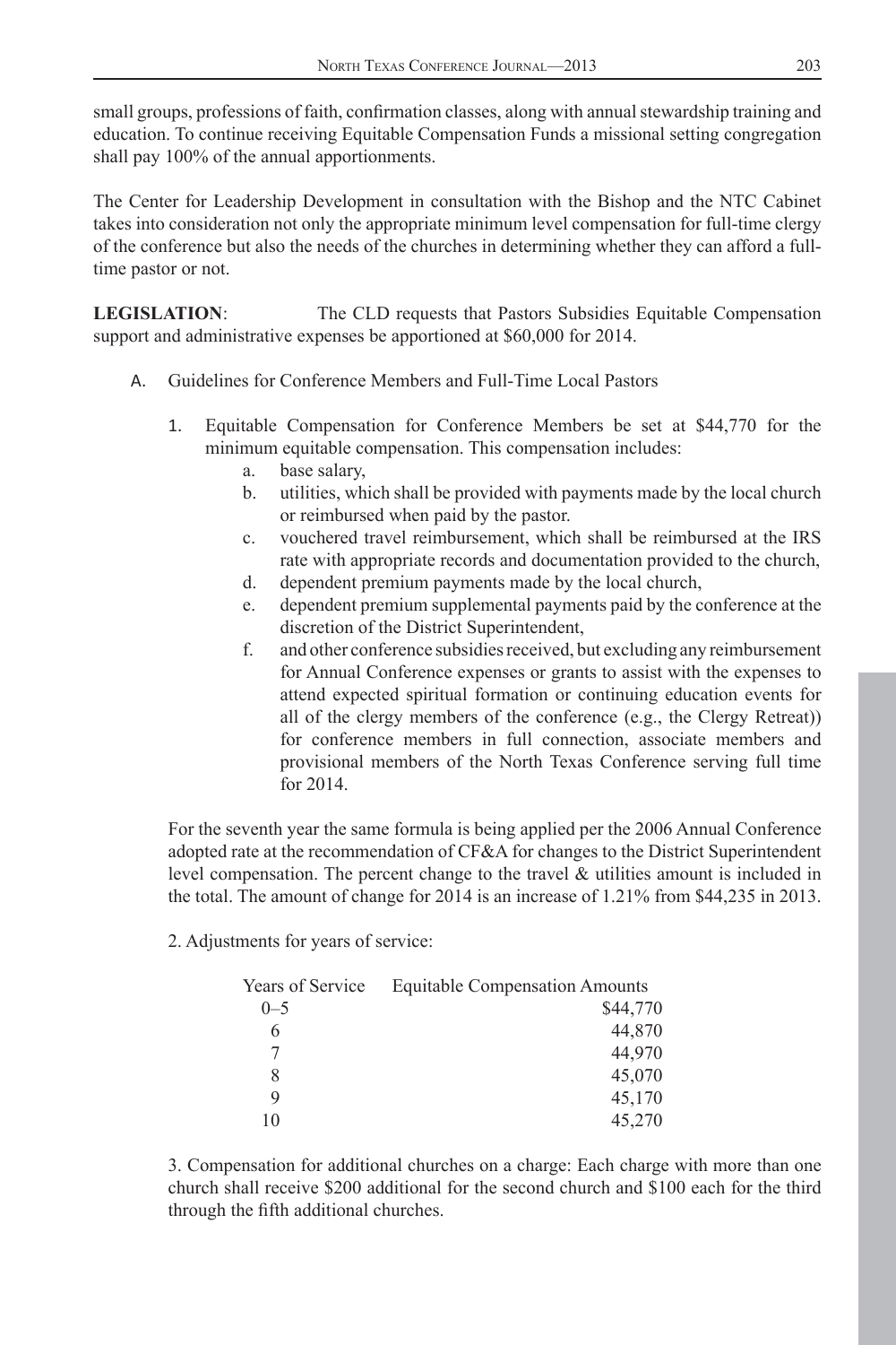small groups, professions of faith, confirmation classes, along with annual stewardship training and education. To continue receiving Equitable Compensation Funds a missional setting congregation shall pay 100% of the annual apportionments.

The Center for Leadership Development in consultation with the Bishop and the NTC Cabinet takes into consideration not only the appropriate minimum level compensation for full-time clergy of the conference but also the needs of the churches in determining whether they can afford a full-time pastor or not.

**LEGISLATION**: The CLD requests that Pastors Subsidies Equitable Compensation support and administrative expenses be apportioned at $60,000 for 2014.

A. Guidelines for Conference Members and Full-Time Local Pastors

1. Equitable Compensation for Conference Members be set at $44,770 for the minimum equitable compensation. This compensation includes:
   a. base salary,
   b. utilities, which shall be provided with payments made by the local church or reimbursed when paid by the pastor.
   c. vouchered travel reimbursement, which shall be reimbursed at the IRS rate with appropriate records and documentation provided to the church,
   d. dependent premium payments made by the local church,
   e. dependent premium supplemental payments paid by the conference at the discretion of the District Superintendent,
   f. and other conference subsidies received, but excluding any reimbursement for Annual Conference expenses or grants to assist with the expenses to attend expected spiritual formation or continuing education events for all of the clergy members of the conference (e.g., the Clergy Retreat)) for conference members in full connection, associate members and provisional members of the North Texas Conference serving full time for 2014.

For the seventh year the same formula is being applied per the 2006 Annual Conference adopted rate at the recommendation of CF&A for changes to the District Superintendent level compensation. The percent change to the travel & utilities amount is included in the total. The amount of change for 2014 is an increase of 1.21% from $44,235 in 2013.

2. Adjustments for years of service:

| Years of Service | Equitable Compensation Amounts |
|---|---|
| 0–5 | $44,770 |
| 6 | 44,870 |
| 7 | 44,970 |
| 8 | 45,070 |
| 9 | 45,170 |
| 10 | 45,270 |

3. Compensation for additional churches on a charge: Each charge with more than one church shall receive $200 additional for the second church and $100 each for the third through the fifth additional churches.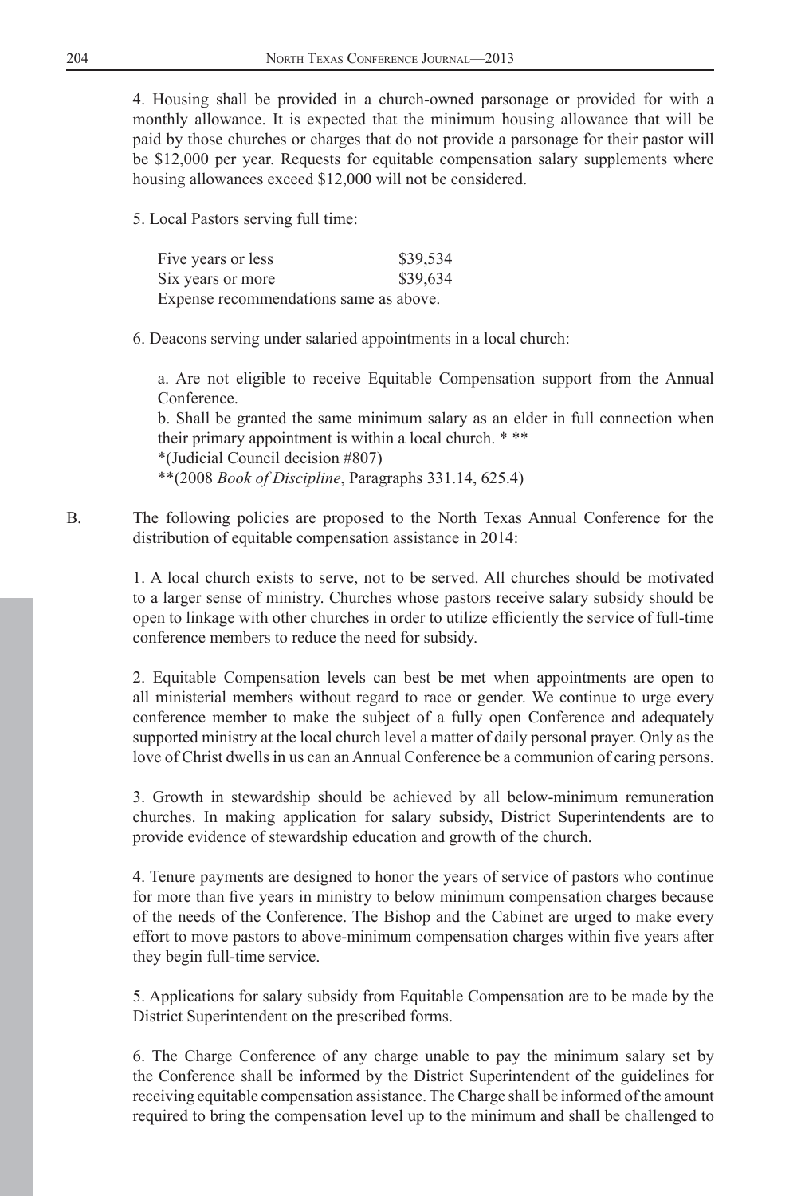4. Housing shall be provided in a church-owned parsonage or provided for with a monthly allowance. It is expected that the minimum housing allowance that will be paid by those churches or charges that do not provide a parsonage for their pastor will be $12,000 per year. Requests for equitable compensation salary supplements where housing allowances exceed $12,000 will not be considered.

5. Local Pastors serving full time:

| | |
|---|---|
| Five years or less | $39,534 |
| Six years or more | $39,634 |

Expense recommendations same as above.

6. Deacons serving under salaried appointments in a local church:

a. Are not eligible to receive Equitable Compensation support from the Annual Conference.

b. Shall be granted the same minimum salary as an elder in full connection when their primary appointment is within a local church. * **

*(Judicial Council decision #807)

**(2008 *Book of Discipline*, Paragraphs 331.14, 625.4)

B. The following policies are proposed to the North Texas Annual Conference for the distribution of equitable compensation assistance in 2014:

1. A local church exists to serve, not to be served. All churches should be motivated to a larger sense of ministry. Churches whose pastors receive salary subsidy should be open to linkage with other churches in order to utilize efficiently the service of full-time conference members to reduce the need for subsidy.

2. Equitable Compensation levels can best be met when appointments are open to all ministerial members without regard to race or gender. We continue to urge every conference member to make the subject of a fully open Conference and adequately supported ministry at the local church level a matter of daily personal prayer. Only as the love of Christ dwells in us can an Annual Conference be a communion of caring persons.

3. Growth in stewardship should be achieved by all below-minimum remuneration churches. In making application for salary subsidy, District Superintendents are to provide evidence of stewardship education and growth of the church.

4. Tenure payments are designed to honor the years of service of pastors who continue for more than five years in ministry to below minimum compensation charges because of the needs of the Conference. The Bishop and the Cabinet are urged to make every effort to move pastors to above-minimum compensation charges within five years after they begin full-time service.

5. Applications for salary subsidy from Equitable Compensation are to be made by the District Superintendent on the prescribed forms.

6. The Charge Conference of any charge unable to pay the minimum salary set by the Conference shall be informed by the District Superintendent of the guidelines for receiving equitable compensation assistance. The Charge shall be informed of the amount required to bring the compensation level up to the minimum and shall be challenged to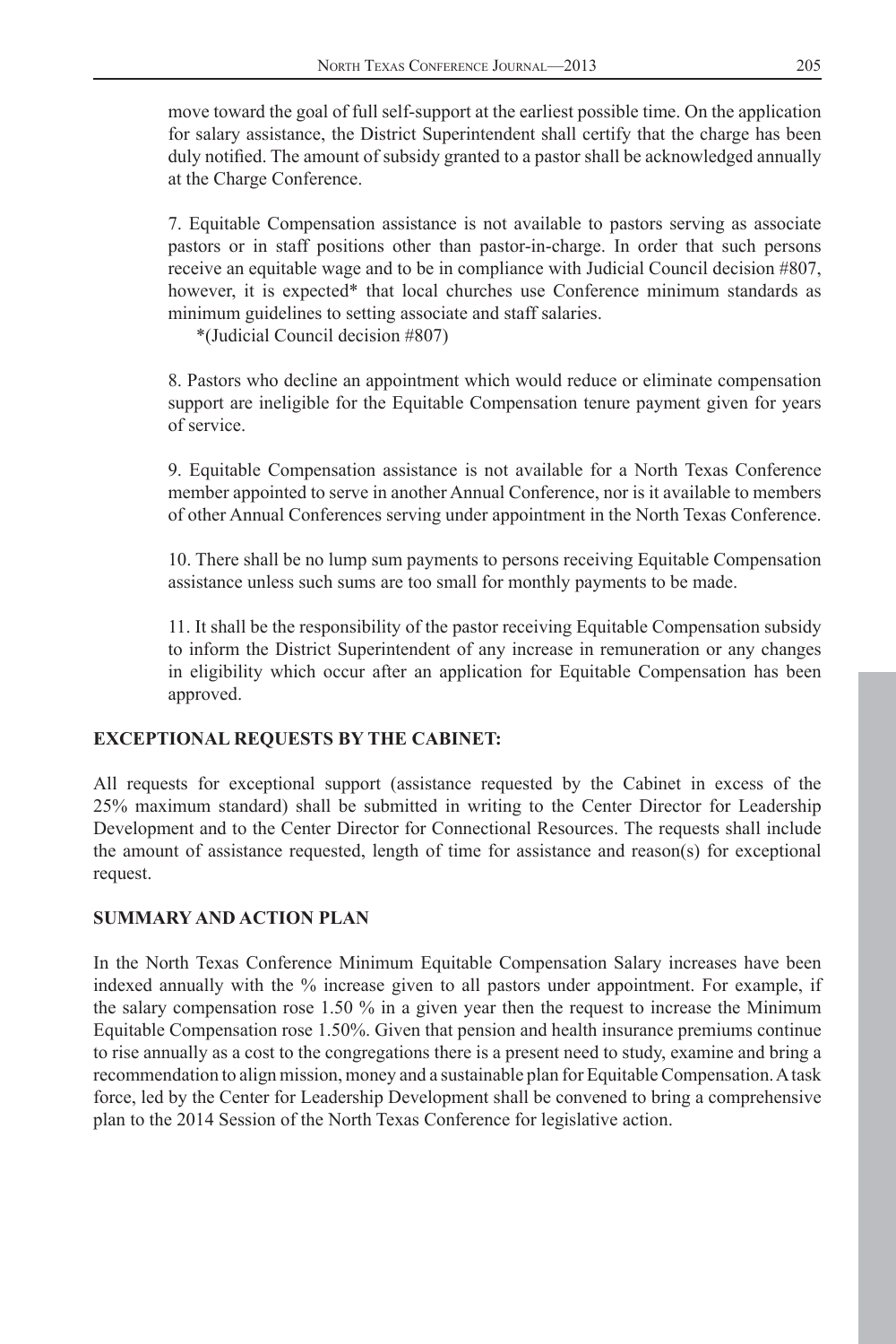move toward the goal of full self-support at the earliest possible time. On the application for salary assistance, the District Superintendent shall certify that the charge has been duly notified. The amount of subsidy granted to a pastor shall be acknowledged annually at the Charge Conference.

7. Equitable Compensation assistance is not available to pastors serving as associate pastors or in staff positions other than pastor-in-charge. In order that such persons receive an equitable wage and to be in compliance with Judicial Council decision #807, however, it is expected* that local churches use Conference minimum standards as minimum guidelines to setting associate and staff salaries.

*(Judicial Council decision #807)

8. Pastors who decline an appointment which would reduce or eliminate compensation support are ineligible for the Equitable Compensation tenure payment given for years of service.

9. Equitable Compensation assistance is not available for a North Texas Conference member appointed to serve in another Annual Conference, nor is it available to members of other Annual Conferences serving under appointment in the North Texas Conference.

10. There shall be no lump sum payments to persons receiving Equitable Compensation assistance unless such sums are too small for monthly payments to be made.

11. It shall be the responsibility of the pastor receiving Equitable Compensation subsidy to inform the District Superintendent of any increase in remuneration or any changes in eligibility which occur after an application for Equitable Compensation has been approved.

## EXCEPTIONAL REQUESTS BY THE CABINET:

All requests for exceptional support (assistance requested by the Cabinet in excess of the 25% maximum standard) shall be submitted in writing to the Center Director for Leadership Development and to the Center Director for Connectional Resources. The requests shall include the amount of assistance requested, length of time for assistance and reason(s) for exceptional request.

## SUMMARY AND ACTION PLAN

In the North Texas Conference Minimum Equitable Compensation Salary increases have been indexed annually with the % increase given to all pastors under appointment. For example, if the salary compensation rose 1.50 % in a given year then the request to increase the Minimum Equitable Compensation rose 1.50%. Given that pension and health insurance premiums continue to rise annually as a cost to the congregations there is a present need to study, examine and bring a recommendation to align mission, money and a sustainable plan for Equitable Compensation. A task force, led by the Center for Leadership Development shall be convened to bring a comprehensive plan to the 2014 Session of the North Texas Conference for legislative action.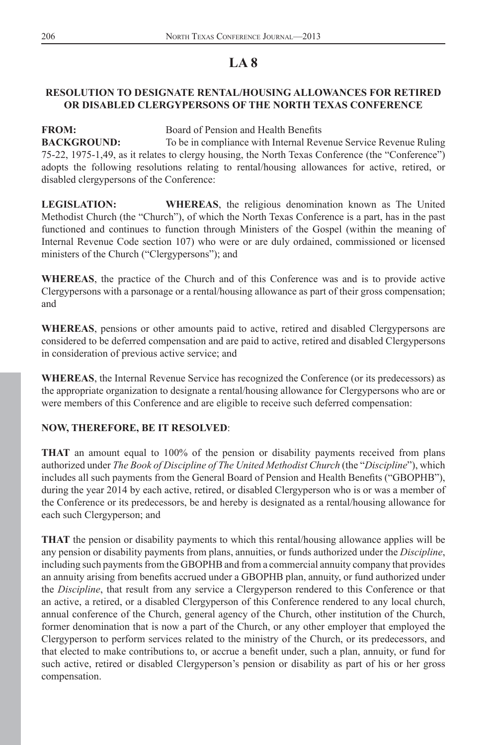# LA 8

## RESOLUTION TO DESIGNATE RENTAL/HOUSING ALLOWANCES FOR RETIRED OR DISABLED CLERGYPERSONS OF THE NORTH TEXAS CONFERENCE

**FROM:** Board of Pension and Health Benefits

**BACKGROUND:** To be in compliance with Internal Revenue Service Revenue Ruling 75-22, 1975-1,49, as it relates to clergy housing, the North Texas Conference (the "Conference") adopts the following resolutions relating to rental/housing allowances for active, retired, or disabled clergypersons of the Conference:

**LEGISLATION:** **WHEREAS**, the religious denomination known as The United Methodist Church (the "Church"), of which the North Texas Conference is a part, has in the past functioned and continues to function through Ministers of the Gospel (within the meaning of Internal Revenue Code section 107) who were or are duly ordained, commissioned or licensed ministers of the Church ("Clergypersons"); and

**WHEREAS**, the practice of the Church and of this Conference was and is to provide active Clergypersons with a parsonage or a rental/housing allowance as part of their gross compensation; and

**WHEREAS**, pensions or other amounts paid to active, retired and disabled Clergypersons are considered to be deferred compensation and are paid to active, retired and disabled Clergypersons in consideration of previous active service; and

**WHEREAS**, the Internal Revenue Service has recognized the Conference (or its predecessors) as the appropriate organization to designate a rental/housing allowance for Clergypersons who are or were members of this Conference and are eligible to receive such deferred compensation:

**NOW, THEREFORE, BE IT RESOLVED**:

**THAT** an amount equal to 100% of the pension or disability payments received from plans authorized under *The Book of Discipline of The United Methodist Church* (the "*Discipline*"), which includes all such payments from the General Board of Pension and Health Benefits ("GBOPHB"), during the year 2014 by each active, retired, or disabled Clergyperson who is or was a member of the Conference or its predecessors, be and hereby is designated as a rental/housing allowance for each such Clergyperson; and

**THAT** the pension or disability payments to which this rental/housing allowance applies will be any pension or disability payments from plans, annuities, or funds authorized under the *Discipline*, including such payments from the GBOPHB and from a commercial annuity company that provides an annuity arising from benefits accrued under a GBOPHB plan, annuity, or fund authorized under the *Discipline*, that result from any service a Clergyperson rendered to this Conference or that an active, a retired, or a disabled Clergyperson of this Conference rendered to any local church, annual conference of the Church, general agency of the Church, other institution of the Church, former denomination that is now a part of the Church, or any other employer that employed the Clergyperson to perform services related to the ministry of the Church, or its predecessors, and that elected to make contributions to, or accrue a benefit under, such a plan, annuity, or fund for such active, retired or disabled Clergyperson's pension or disability as part of his or her gross compensation.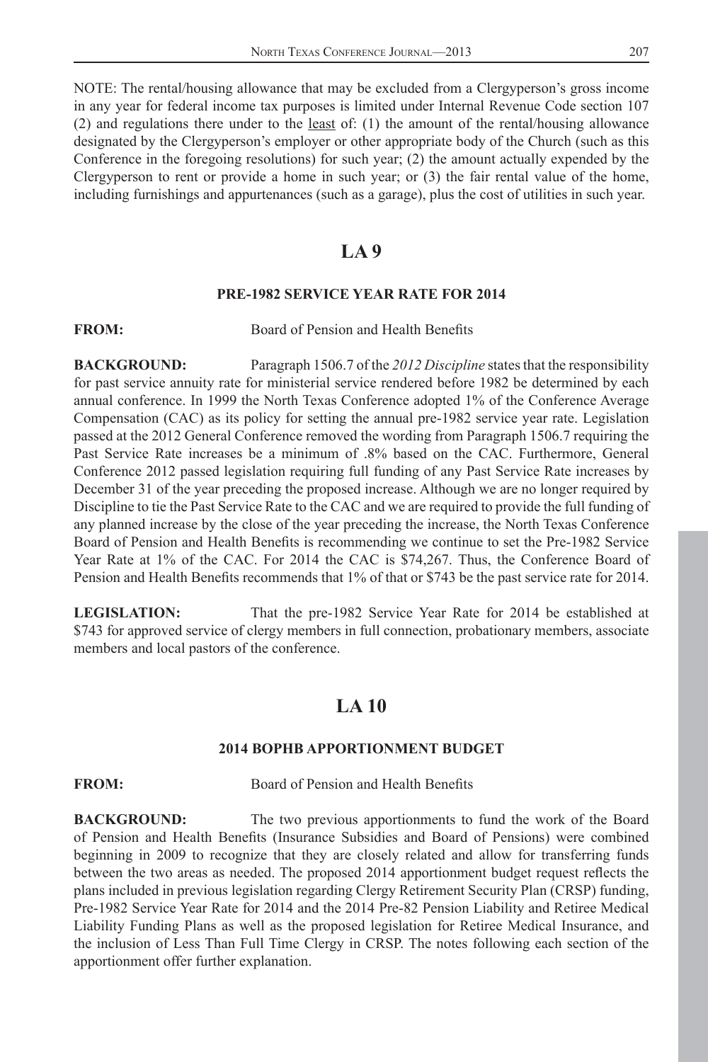NOTE: The rental/housing allowance that may be excluded from a Clergyperson's gross income in any year for federal income tax purposes is limited under Internal Revenue Code section 107 (2) and regulations there under to the least of: (1) the amount of the rental/housing allowance designated by the Clergyperson's employer or other appropriate body of the Church (such as this Conference in the foregoing resolutions) for such year; (2) the amount actually expended by the Clergyperson to rent or provide a home in such year; or (3) the fair rental value of the home, including furnishings and appurtenances (such as a garage), plus the cost of utilities in such year.

# LA 9

### PRE-1982 SERVICE YEAR RATE FOR 2014

**FROM:** Board of Pension and Health Benefits

**BACKGROUND:** Paragraph 1506.7 of the *2012 Discipline* states that the responsibility for past service annuity rate for ministerial service rendered before 1982 be determined by each annual conference. In 1999 the North Texas Conference adopted 1% of the Conference Average Compensation (CAC) as its policy for setting the annual pre-1982 service year rate. Legislation passed at the 2012 General Conference removed the wording from Paragraph 1506.7 requiring the Past Service Rate increases be a minimum of .8% based on the CAC. Furthermore, General Conference 2012 passed legislation requiring full funding of any Past Service Rate increases by December 31 of the year preceding the proposed increase. Although we are no longer required by Discipline to tie the Past Service Rate to the CAC and we are required to provide the full funding of any planned increase by the close of the year preceding the increase, the North Texas Conference Board of Pension and Health Benefits is recommending we continue to set the Pre-1982 Service Year Rate at 1% of the CAC. For 2014 the CAC is $74,267. Thus, the Conference Board of Pension and Health Benefits recommends that 1% of that or $743 be the past service rate for 2014.

**LEGISLATION:** That the pre-1982 Service Year Rate for 2014 be established at $743 for approved service of clergy members in full connection, probationary members, associate members and local pastors of the conference.

# LA 10

### 2014 BOPHB APPORTIONMENT BUDGET

**FROM:** Board of Pension and Health Benefits

**BACKGROUND:** The two previous apportionments to fund the work of the Board of Pension and Health Benefits (Insurance Subsidies and Board of Pensions) were combined beginning in 2009 to recognize that they are closely related and allow for transferring funds between the two areas as needed. The proposed 2014 apportionment budget request reflects the plans included in previous legislation regarding Clergy Retirement Security Plan (CRSP) funding, Pre-1982 Service Year Rate for 2014 and the 2014 Pre-82 Pension Liability and Retiree Medical Liability Funding Plans as well as the proposed legislation for Retiree Medical Insurance, and the inclusion of Less Than Full Time Clergy in CRSP. The notes following each section of the apportionment offer further explanation.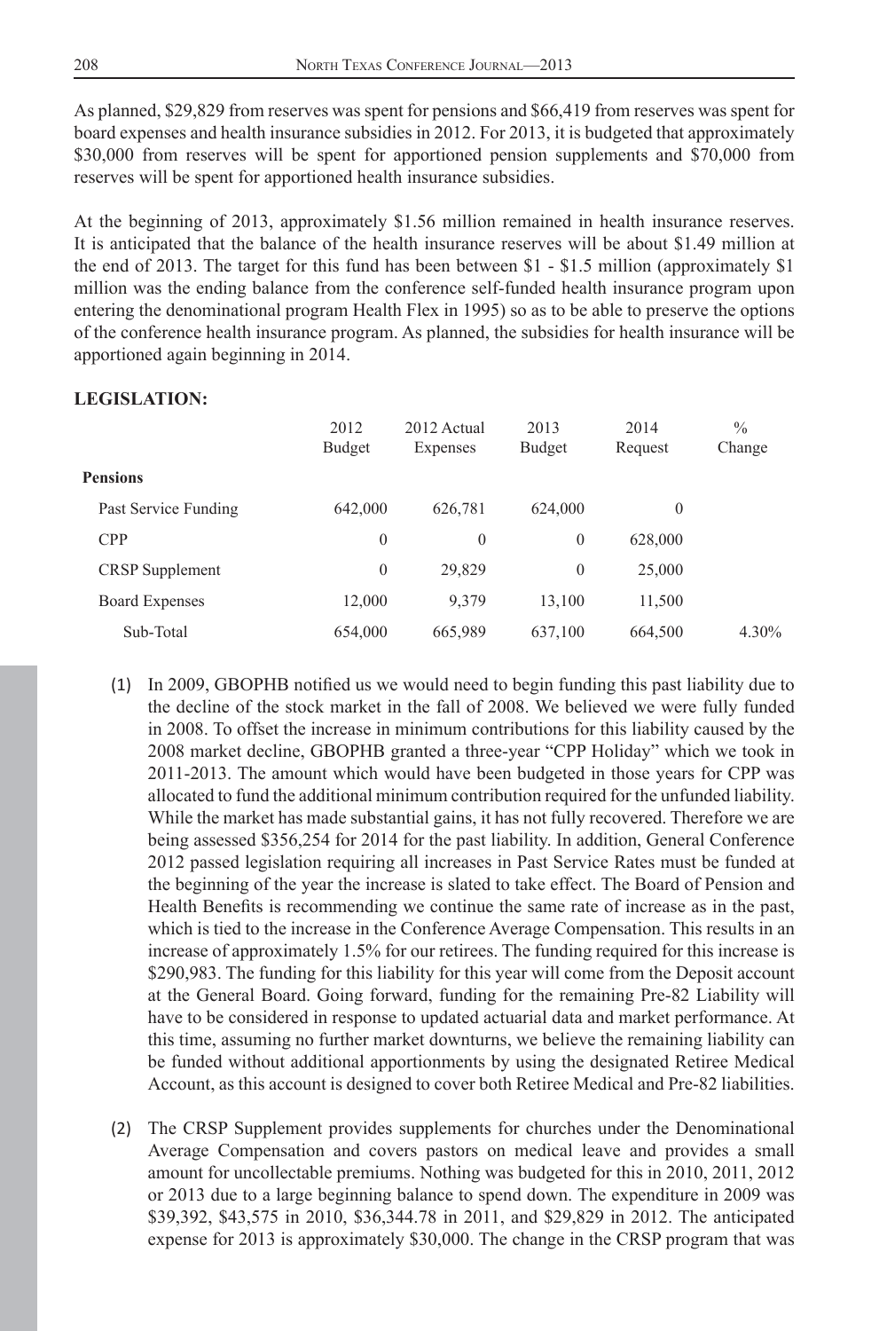As planned, $29,829 from reserves was spent for pensions and $66,419 from reserves was spent for board expenses and health insurance subsidies in 2012. For 2013, it is budgeted that approximately $30,000 from reserves will be spent for apportioned pension supplements and $70,000 from reserves will be spent for apportioned health insurance subsidies.

At the beginning of 2013, approximately $1.56 million remained in health insurance reserves. It is anticipated that the balance of the health insurance reserves will be about $1.49 million at the end of 2013. The target for this fund has been between $1 - $1.5 million (approximately $1 million was the ending balance from the conference self-funded health insurance program upon entering the denominational program Health Flex in 1995) so as to be able to preserve the options of the conference health insurance program. As planned, the subsidies for health insurance will be apportioned again beginning in 2014.

**LEGISLATION:**

| | 2012 Budget | 2012 Actual Expenses | 2013 Budget | 2014 Request | % Change |
|---|---|---|---|---|---|
| **Pensions** | | | | | |
| Past Service Funding | 642,000 | 626,781 | 624,000 | 0 | |
| CPP | 0 | 0 | 0 | 628,000 | |
| CRSP Supplement | 0 | 29,829 | 0 | 25,000 | |
| Board Expenses | 12,000 | 9,379 | 13,100 | 11,500 | |
| Sub-Total | 654,000 | 665,989 | 637,100 | 664,500 | 4.30% |

(1) In 2009, GBOPHB notified us we would need to begin funding this past liability due to the decline of the stock market in the fall of 2008. We believed we were fully funded in 2008. To offset the increase in minimum contributions for this liability caused by the 2008 market decline, GBOPHB granted a three-year "CPP Holiday" which we took in 2011-2013. The amount which would have been budgeted in those years for CPP was allocated to fund the additional minimum contribution required for the unfunded liability. While the market has made substantial gains, it has not fully recovered. Therefore we are being assessed $356,254 for 2014 for the past liability. In addition, General Conference 2012 passed legislation requiring all increases in Past Service Rates must be funded at the beginning of the year the increase is slated to take effect. The Board of Pension and Health Benefits is recommending we continue the same rate of increase as in the past, which is tied to the increase in the Conference Average Compensation. This results in an increase of approximately 1.5% for our retirees. The funding required for this increase is $290,983. The funding for this liability for this year will come from the Deposit account at the General Board. Going forward, funding for the remaining Pre-82 Liability will have to be considered in response to updated actuarial data and market performance. At this time, assuming no further market downturns, we believe the remaining liability can be funded without additional apportionments by using the designated Retiree Medical Account, as this account is designed to cover both Retiree Medical and Pre-82 liabilities.

(2) The CRSP Supplement provides supplements for churches under the Denominational Average Compensation and covers pastors on medical leave and provides a small amount for uncollectable premiums. Nothing was budgeted for this in 2010, 2011, 2012 or 2013 due to a large beginning balance to spend down. The expenditure in 2009 was $39,392, $43,575 in 2010, $36,344.78 in 2011, and $29,829 in 2012. The anticipated expense for 2013 is approximately $30,000. The change in the CRSP program that was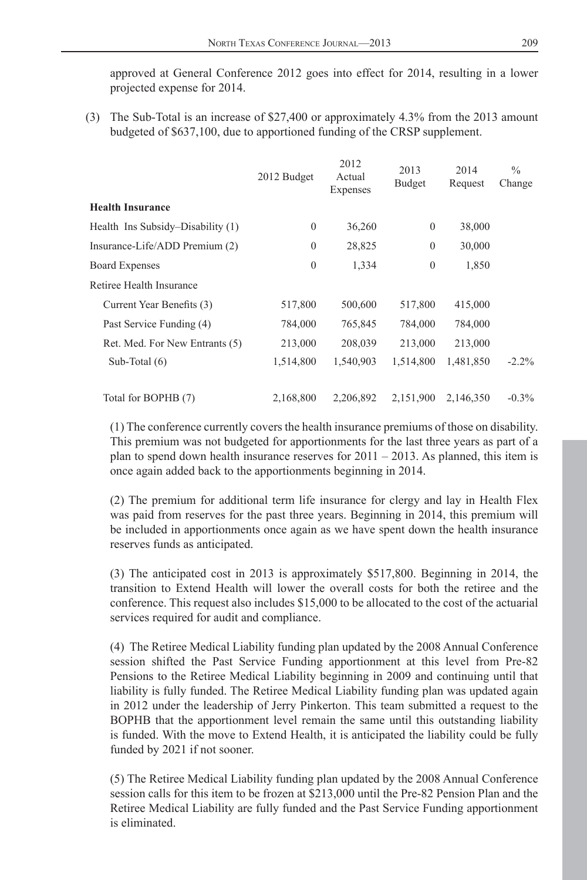approved at General Conference 2012 goes into effect for 2014, resulting in a lower projected expense for 2014.

(3) The Sub-Total is an increase of $27,400 or approximately 4.3% from the 2013 amount budgeted of $637,100, due to apportioned funding of the CRSP supplement.

| | 2012 Budget | 2012 Actual Expenses | 2013 Budget | 2014 Request | % Change |
|---|---|---|---|---|---|
| **Health Insurance** | | | | | |
| Health Ins Subsidy–Disability (1) | 0 | 36,260 | 0 | 38,000 | |
| Insurance-Life/ADD Premium (2) | 0 | 28,825 | 0 | 30,000 | |
| Board Expenses | 0 | 1,334 | 0 | 1,850 | |
| Retiree Health Insurance | | | | | |
| Current Year Benefits (3) | 517,800 | 500,600 | 517,800 | 415,000 | |
| Past Service Funding (4) | 784,000 | 765,845 | 784,000 | 784,000 | |
| Ret. Med. For New Entrants (5) | 213,000 | 208,039 | 213,000 | 213,000 | |
| Sub-Total (6) | 1,514,800 | 1,540,903 | 1,514,800 | 1,481,850 | -2.2% |
| Total for BOPHB (7) | 2,168,800 | 2,206,892 | 2,151,900 | 2,146,350 | -0.3% |

(1) The conference currently covers the health insurance premiums of those on disability. This premium was not budgeted for apportionments for the last three years as part of a plan to spend down health insurance reserves for 2011 – 2013. As planned, this item is once again added back to the apportionments beginning in 2014.

(2) The premium for additional term life insurance for clergy and lay in Health Flex was paid from reserves for the past three years. Beginning in 2014, this premium will be included in apportionments once again as we have spent down the health insurance reserves funds as anticipated.

(3) The anticipated cost in 2013 is approximately $517,800. Beginning in 2014, the transition to Extend Health will lower the overall costs for both the retiree and the conference. This request also includes $15,000 to be allocated to the cost of the actuarial services required for audit and compliance.

(4) The Retiree Medical Liability funding plan updated by the 2008 Annual Conference session shifted the Past Service Funding apportionment at this level from Pre-82 Pensions to the Retiree Medical Liability beginning in 2009 and continuing until that liability is fully funded. The Retiree Medical Liability funding plan was updated again in 2012 under the leadership of Jerry Pinkerton. This team submitted a request to the BOPHB that the apportionment level remain the same until this outstanding liability is funded. With the move to Extend Health, it is anticipated the liability could be fully funded by 2021 if not sooner.

(5) The Retiree Medical Liability funding plan updated by the 2008 Annual Conference session calls for this item to be frozen at $213,000 until the Pre-82 Pension Plan and the Retiree Medical Liability are fully funded and the Past Service Funding apportionment is eliminated.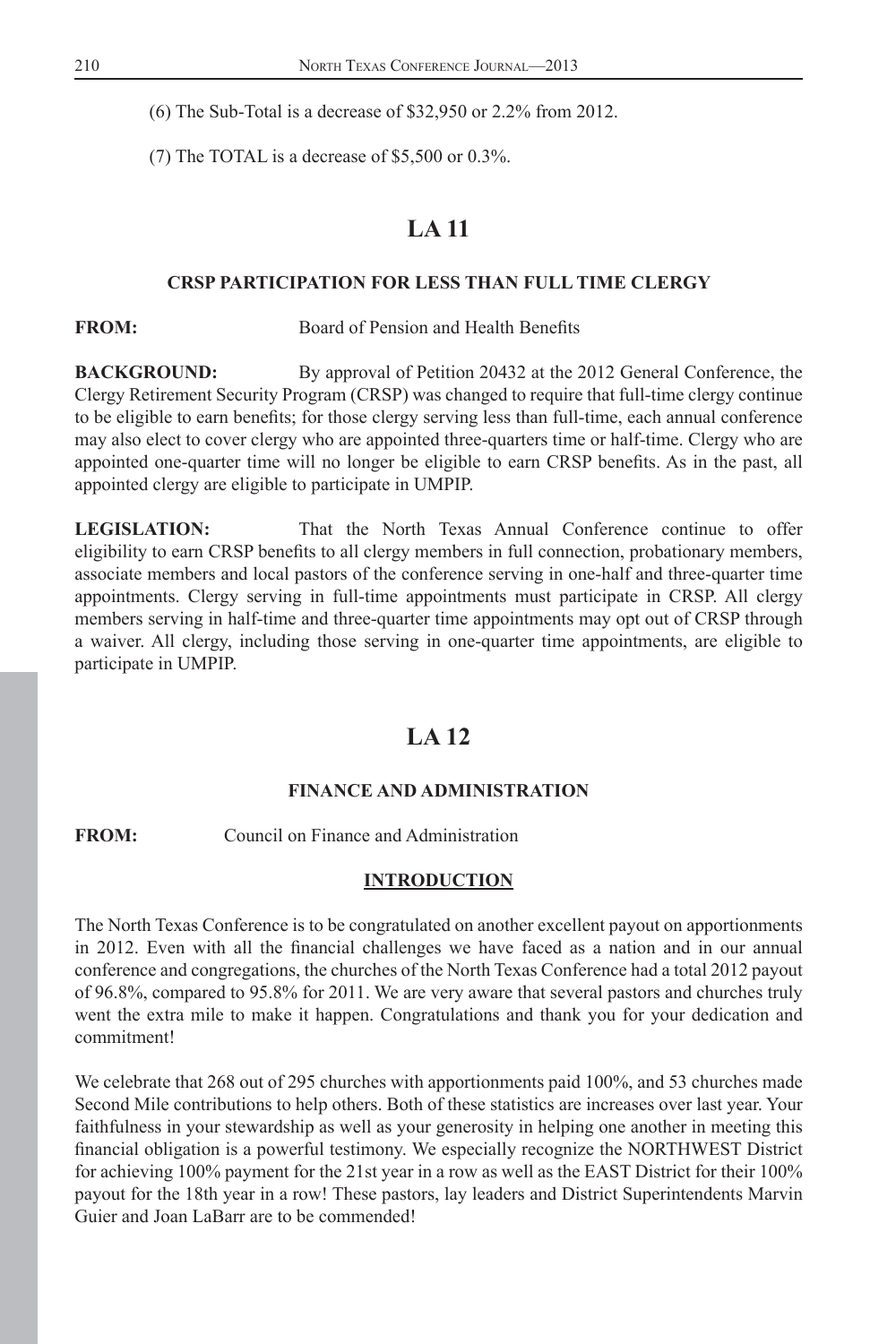(6) The Sub-Total is a decrease of $32,950 or 2.2% from 2012.

(7) The TOTAL is a decrease of $5,500 or 0.3%.

# LA 11

### CRSP PARTICIPATION FOR LESS THAN FULL TIME CLERGY

**FROM:** Board of Pension and Health Benefits

**BACKGROUND:** By approval of Petition 20432 at the 2012 General Conference, the Clergy Retirement Security Program (CRSP) was changed to require that full-time clergy continue to be eligible to earn benefits; for those clergy serving less than full-time, each annual conference may also elect to cover clergy who are appointed three-quarters time or half-time. Clergy who are appointed one-quarter time will no longer be eligible to earn CRSP benefits. As in the past, all appointed clergy are eligible to participate in UMPIP.

**LEGISLATION:** That the North Texas Annual Conference continue to offer eligibility to earn CRSP benefits to all clergy members in full connection, probationary members, associate members and local pastors of the conference serving in one-half and three-quarter time appointments. Clergy serving in full-time appointments must participate in CRSP. All clergy members serving in half-time and three-quarter time appointments may opt out of CRSP through a waiver. All clergy, including those serving in one-quarter time appointments, are eligible to participate in UMPIP.

# LA 12

### FINANCE AND ADMINISTRATION

**FROM:** Council on Finance and Administration

#### INTRODUCTION

The North Texas Conference is to be congratulated on another excellent payout on apportionments in 2012. Even with all the financial challenges we have faced as a nation and in our annual conference and congregations, the churches of the North Texas Conference had a total 2012 payout of 96.8%, compared to 95.8% for 2011. We are very aware that several pastors and churches truly went the extra mile to make it happen. Congratulations and thank you for your dedication and commitment!

We celebrate that 268 out of 295 churches with apportionments paid 100%, and 53 churches made Second Mile contributions to help others. Both of these statistics are increases over last year. Your faithfulness in your stewardship as well as your generosity in helping one another in meeting this financial obligation is a powerful testimony. We especially recognize the NORTHWEST District for achieving 100% payment for the 21st year in a row as well as the EAST District for their 100% payout for the 18th year in a row! These pastors, lay leaders and District Superintendents Marvin Guier and Joan LaBarr are to be commended!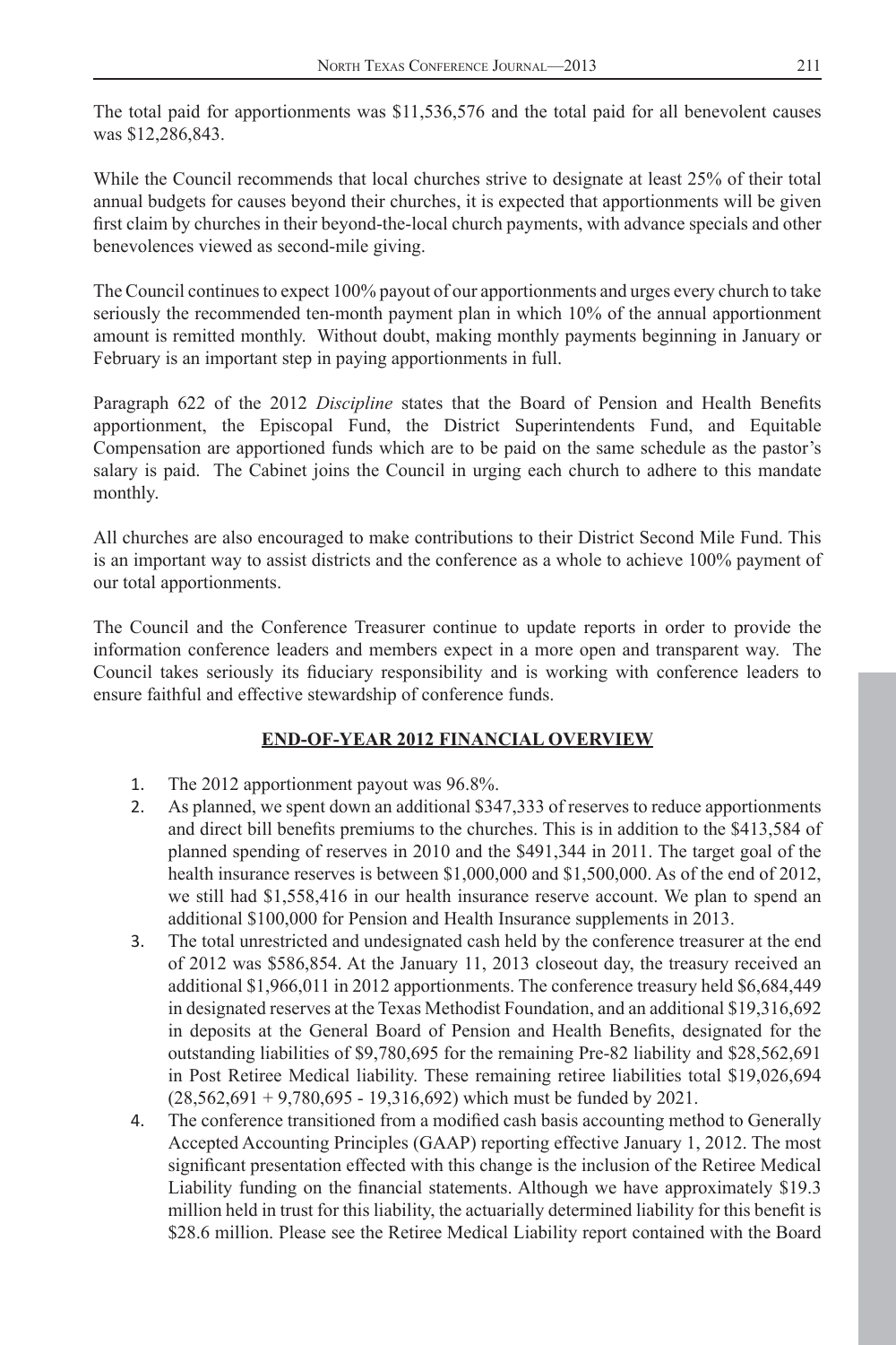The total paid for apportionments was $11,536,576 and the total paid for all benevolent causes was $12,286,843.

While the Council recommends that local churches strive to designate at least 25% of their total annual budgets for causes beyond their churches, it is expected that apportionments will be given first claim by churches in their beyond-the-local church payments, with advance specials and other benevolences viewed as second-mile giving.

The Council continues to expect 100% payout of our apportionments and urges every church to take seriously the recommended ten-month payment plan in which 10% of the annual apportionment amount is remitted monthly. Without doubt, making monthly payments beginning in January or February is an important step in paying apportionments in full.

Paragraph 622 of the 2012 *Discipline* states that the Board of Pension and Health Benefits apportionment, the Episcopal Fund, the District Superintendents Fund, and Equitable Compensation are apportioned funds which are to be paid on the same schedule as the pastor's salary is paid. The Cabinet joins the Council in urging each church to adhere to this mandate monthly.

All churches are also encouraged to make contributions to their District Second Mile Fund. This is an important way to assist districts and the conference as a whole to achieve 100% payment of our total apportionments.

The Council and the Conference Treasurer continue to update reports in order to provide the information conference leaders and members expect in a more open and transparent way. The Council takes seriously its fiduciary responsibility and is working with conference leaders to ensure faithful and effective stewardship of conference funds.

## END-OF-YEAR 2012 FINANCIAL OVERVIEW

1. The 2012 apportionment payout was 96.8%.
2. As planned, we spent down an additional $347,333 of reserves to reduce apportionments and direct bill benefits premiums to the churches. This is in addition to the $413,584 of planned spending of reserves in 2010 and the $491,344 in 2011. The target goal of the health insurance reserves is between $1,000,000 and $1,500,000. As of the end of 2012, we still had $1,558,416 in our health insurance reserve account. We plan to spend an additional $100,000 for Pension and Health Insurance supplements in 2013.
3. The total unrestricted and undesignated cash held by the conference treasurer at the end of 2012 was $586,854. At the January 11, 2013 closeout day, the treasury received an additional $1,966,011 in 2012 apportionments. The conference treasury held $6,684,449 in designated reserves at the Texas Methodist Foundation, and an additional $19,316,692 in deposits at the General Board of Pension and Health Benefits, designated for the outstanding liabilities of $9,780,695 for the remaining Pre-82 liability and $28,562,691 in Post Retiree Medical liability. These remaining retiree liabilities total $19,026,694 (28,562,691 + 9,780,695 - 19,316,692) which must be funded by 2021.
4. The conference transitioned from a modified cash basis accounting method to Generally Accepted Accounting Principles (GAAP) reporting effective January 1, 2012. The most significant presentation effected with this change is the inclusion of the Retiree Medical Liability funding on the financial statements. Although we have approximately $19.3 million held in trust for this liability, the actuarially determined liability for this benefit is $28.6 million. Please see the Retiree Medical Liability report contained with the Board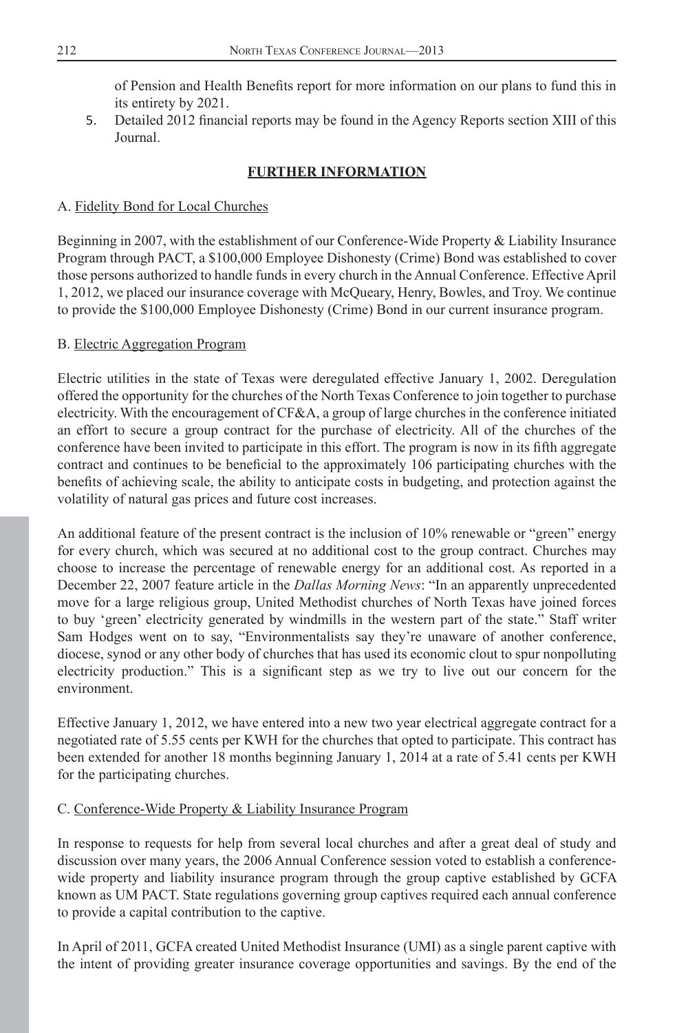of Pension and Health Benefits report for more information on our plans to fund this in its entirety by 2021.

5. Detailed 2012 financial reports may be found in the Agency Reports section XIII of this Journal.

## FURTHER INFORMATION

### A. Fidelity Bond for Local Churches

Beginning in 2007, with the establishment of our Conference-Wide Property & Liability Insurance Program through PACT, a $100,000 Employee Dishonesty (Crime) Bond was established to cover those persons authorized to handle funds in every church in the Annual Conference. Effective April 1, 2012, we placed our insurance coverage with McQueary, Henry, Bowles, and Troy. We continue to provide the $100,000 Employee Dishonesty (Crime) Bond in our current insurance program.

### B. Electric Aggregation Program

Electric utilities in the state of Texas were deregulated effective January 1, 2002. Deregulation offered the opportunity for the churches of the North Texas Conference to join together to purchase electricity. With the encouragement of CF&A, a group of large churches in the conference initiated an effort to secure a group contract for the purchase of electricity. All of the churches of the conference have been invited to participate in this effort. The program is now in its fifth aggregate contract and continues to be beneficial to the approximately 106 participating churches with the benefits of achieving scale, the ability to anticipate costs in budgeting, and protection against the volatility of natural gas prices and future cost increases.

An additional feature of the present contract is the inclusion of 10% renewable or "green" energy for every church, which was secured at no additional cost to the group contract. Churches may choose to increase the percentage of renewable energy for an additional cost. As reported in a December 22, 2007 feature article in the *Dallas Morning News*: "In an apparently unprecedented move for a large religious group, United Methodist churches of North Texas have joined forces to buy 'green' electricity generated by windmills in the western part of the state." Staff writer Sam Hodges went on to say, "Environmentalists say they're unaware of another conference, diocese, synod or any other body of churches that has used its economic clout to spur nonpolluting electricity production." This is a significant step as we try to live out our concern for the environment.

Effective January 1, 2012, we have entered into a new two year electrical aggregate contract for a negotiated rate of 5.55 cents per KWH for the churches that opted to participate. This contract has been extended for another 18 months beginning January 1, 2014 at a rate of 5.41 cents per KWH for the participating churches.

### C. Conference-Wide Property & Liability Insurance Program

In response to requests for help from several local churches and after a great deal of study and discussion over many years, the 2006 Annual Conference session voted to establish a conference-wide property and liability insurance program through the group captive established by GCFA known as UM PACT. State regulations governing group captives required each annual conference to provide a capital contribution to the captive.

In April of 2011, GCFA created United Methodist Insurance (UMI) as a single parent captive with the intent of providing greater insurance coverage opportunities and savings. By the end of the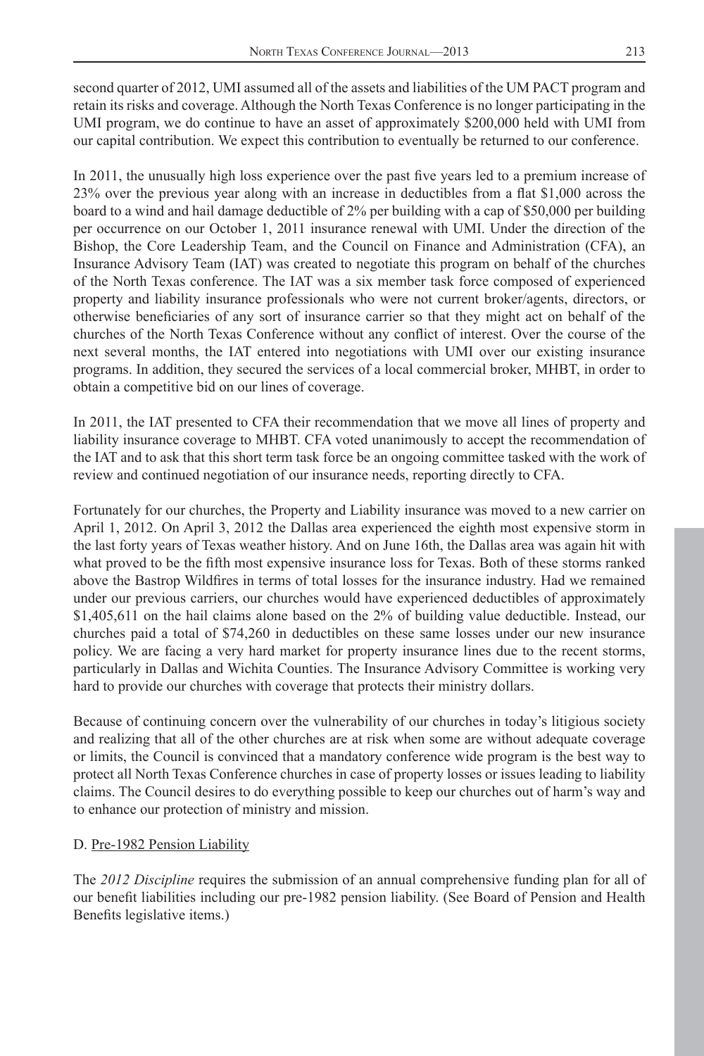second quarter of 2012, UMI assumed all of the assets and liabilities of the UM PACT program and retain its risks and coverage. Although the North Texas Conference is no longer participating in the UMI program, we do continue to have an asset of approximately $200,000 held with UMI from our capital contribution. We expect this contribution to eventually be returned to our conference.

In 2011, the unusually high loss experience over the past five years led to a premium increase of 23% over the previous year along with an increase in deductibles from a flat $1,000 across the board to a wind and hail damage deductible of 2% per building with a cap of $50,000 per building per occurrence on our October 1, 2011 insurance renewal with UMI. Under the direction of the Bishop, the Core Leadership Team, and the Council on Finance and Administration (CFA), an Insurance Advisory Team (IAT) was created to negotiate this program on behalf of the churches of the North Texas conference. The IAT was a six member task force composed of experienced property and liability insurance professionals who were not current broker/agents, directors, or otherwise beneficiaries of any sort of insurance carrier so that they might act on behalf of the churches of the North Texas Conference without any conflict of interest. Over the course of the next several months, the IAT entered into negotiations with UMI over our existing insurance programs. In addition, they secured the services of a local commercial broker, MHBT, in order to obtain a competitive bid on our lines of coverage.

In 2011, the IAT presented to CFA their recommendation that we move all lines of property and liability insurance coverage to MHBT. CFA voted unanimously to accept the recommendation of the IAT and to ask that this short term task force be an ongoing committee tasked with the work of review and continued negotiation of our insurance needs, reporting directly to CFA.

Fortunately for our churches, the Property and Liability insurance was moved to a new carrier on April 1, 2012. On April 3, 2012 the Dallas area experienced the eighth most expensive storm in the last forty years of Texas weather history. And on June 16th, the Dallas area was again hit with what proved to be the fifth most expensive insurance loss for Texas. Both of these storms ranked above the Bastrop Wildfires in terms of total losses for the insurance industry. Had we remained under our previous carriers, our churches would have experienced deductibles of approximately $1,405,611 on the hail claims alone based on the 2% of building value deductible. Instead, our churches paid a total of $74,260 in deductibles on these same losses under our new insurance policy. We are facing a very hard market for property insurance lines due to the recent storms, particularly in Dallas and Wichita Counties. The Insurance Advisory Committee is working very hard to provide our churches with coverage that protects their ministry dollars.

Because of continuing concern over the vulnerability of our churches in today's litigious society and realizing that all of the other churches are at risk when some are without adequate coverage or limits, the Council is convinced that a mandatory conference wide program is the best way to protect all North Texas Conference churches in case of property losses or issues leading to liability claims. The Council desires to do everything possible to keep our churches out of harm's way and to enhance our protection of ministry and mission.

D. Pre-1982 Pension Liability

The *2012 Discipline* requires the submission of an annual comprehensive funding plan for all of our benefit liabilities including our pre-1982 pension liability. (See Board of Pension and Health Benefits legislative items.)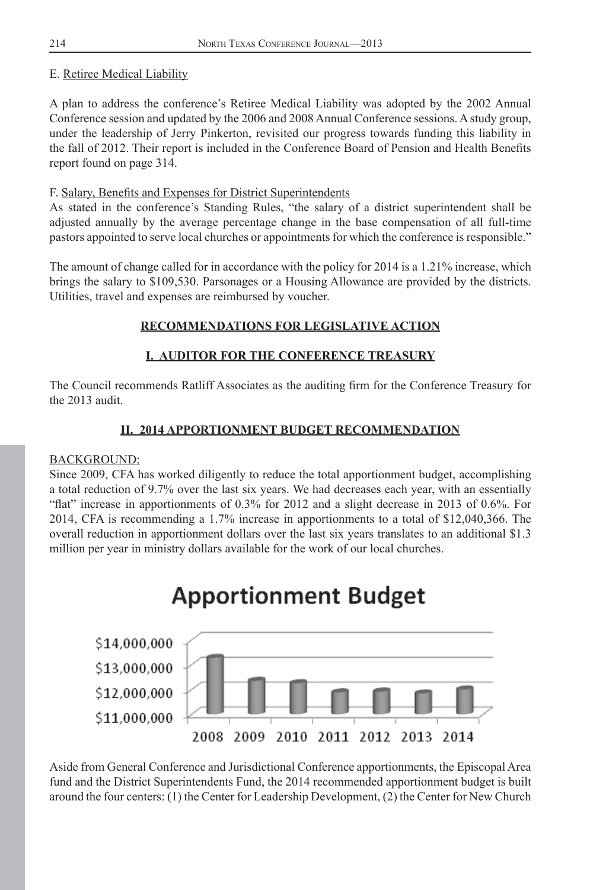E. Retiree Medical Liability

A plan to address the conference's Retiree Medical Liability was adopted by the 2002 Annual Conference session and updated by the 2006 and 2008 Annual Conference sessions. A study group, under the leadership of Jerry Pinkerton, revisited our progress towards funding this liability in the fall of 2012. Their report is included in the Conference Board of Pension and Health Benefits report found on page 314.

F. Salary, Benefits and Expenses for District Superintendents

As stated in the conference's Standing Rules, "the salary of a district superintendent shall be adjusted annually by the average percentage change in the base compensation of all full-time pastors appointed to serve local churches or appointments for which the conference is responsible."

The amount of change called for in accordance with the policy for 2014 is a 1.21% increase, which brings the salary to $109,530. Parsonages or a Housing Allowance are provided by the districts. Utilities, travel and expenses are reimbursed by voucher.

## RECOMMENDATIONS FOR LEGISLATIVE ACTION

## I. AUDITOR FOR THE CONFERENCE TREASURY

The Council recommends Ratliff Associates as the auditing firm for the Conference Treasury for the 2013 audit.

## II. 2014 APPORTIONMENT BUDGET RECOMMENDATION

BACKGROUND:

Since 2009, CFA has worked diligently to reduce the total apportionment budget, accomplishing a total reduction of 9.7% over the last six years. We had decreases each year, with an essentially "flat" increase in apportionments of 0.3% for 2012 and a slight decrease in 2013 of 0.6%. For 2014, CFA is recommending a 1.7% increase in apportionments to a total of $12,040,366. The overall reduction in apportionment dollars over the last six years translates to an additional $1.3 million per year in ministry dollars available for the work of our local churches.

**Apportionment Budget**

Aside from General Conference and Jurisdictional Conference apportionments, the Episcopal Area fund and the District Superintendents Fund, the 2014 recommended apportionment budget is built around the four centers: (1) the Center for Leadership Development, (2) the Center for New Church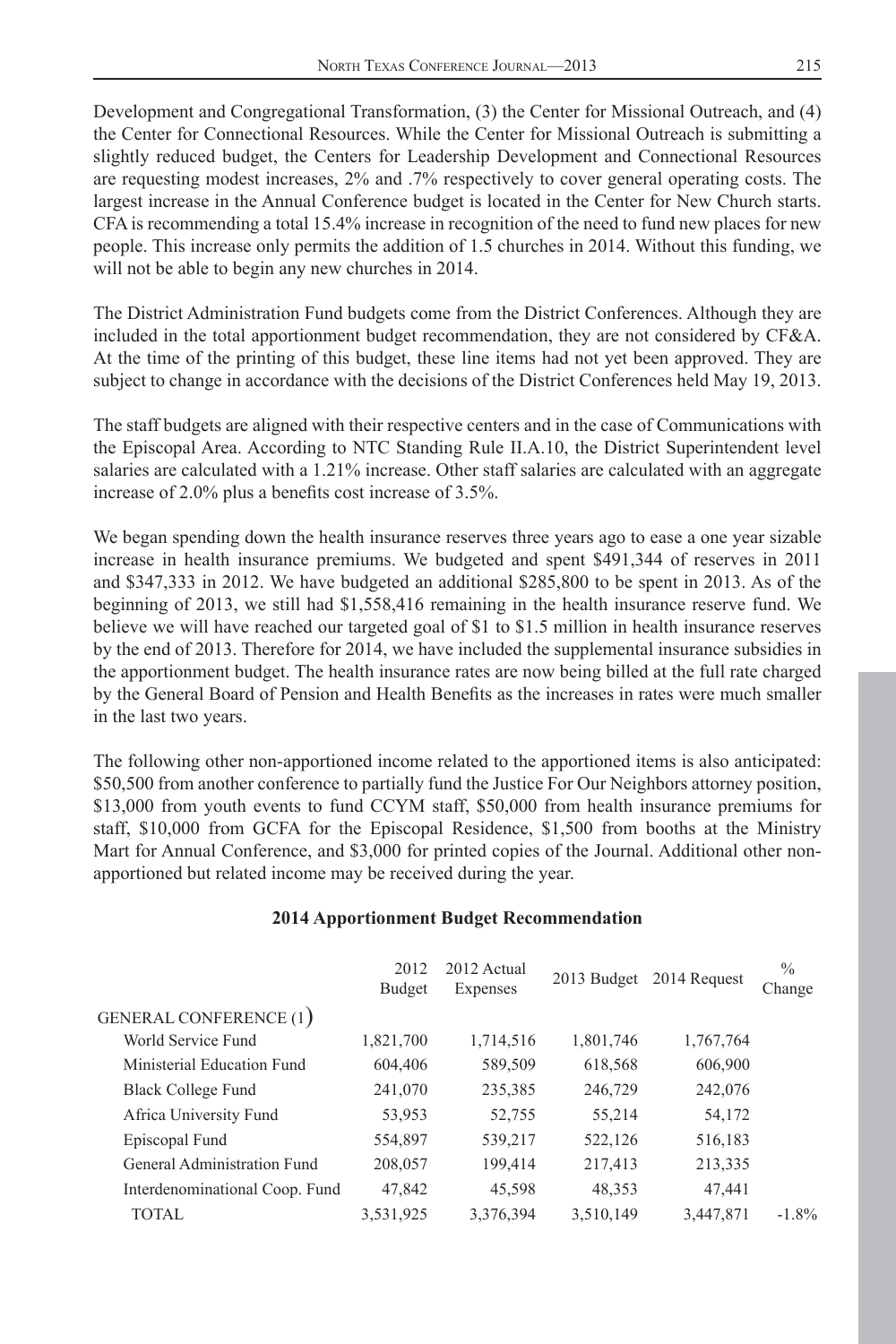Development and Congregational Transformation, (3) the Center for Missional Outreach, and (4) the Center for Connectional Resources. While the Center for Missional Outreach is submitting a slightly reduced budget, the Centers for Leadership Development and Connectional Resources are requesting modest increases, 2% and .7% respectively to cover general operating costs. The largest increase in the Annual Conference budget is located in the Center for New Church starts. CFA is recommending a total 15.4% increase in recognition of the need to fund new places for new people. This increase only permits the addition of 1.5 churches in 2014. Without this funding, we will not be able to begin any new churches in 2014.

The District Administration Fund budgets come from the District Conferences. Although they are included in the total apportionment budget recommendation, they are not considered by CF&A. At the time of the printing of this budget, these line items had not yet been approved. They are subject to change in accordance with the decisions of the District Conferences held May 19, 2013.

The staff budgets are aligned with their respective centers and in the case of Communications with the Episcopal Area. According to NTC Standing Rule II.A.10, the District Superintendent level salaries are calculated with a 1.21% increase. Other staff salaries are calculated with an aggregate increase of 2.0% plus a benefits cost increase of 3.5%.

We began spending down the health insurance reserves three years ago to ease a one year sizable increase in health insurance premiums. We budgeted and spent $491,344 of reserves in 2011 and $347,333 in 2012. We have budgeted an additional $285,800 to be spent in 2013. As of the beginning of 2013, we still had $1,558,416 remaining in the health insurance reserve fund. We believe we will have reached our targeted goal of $1 to $1.5 million in health insurance reserves by the end of 2013. Therefore for 2014, we have included the supplemental insurance subsidies in the apportionment budget. The health insurance rates are now being billed at the full rate charged by the General Board of Pension and Health Benefits as the increases in rates were much smaller in the last two years.

The following other non-apportioned income related to the apportioned items is also anticipated: $50,500 from another conference to partially fund the Justice For Our Neighbors attorney position, $13,000 from youth events to fund CCYM staff, $50,000 from health insurance premiums for staff, $10,000 from GCFA for the Episcopal Residence, $1,500 from booths at the Ministry Mart for Annual Conference, and $3,000 for printed copies of the Journal. Additional other non-apportioned but related income may be received during the year.

**2014 Apportionment Budget Recommendation**

| | 2012 Budget | 2012 Actual Expenses | 2013 Budget | 2014 Request | % Change |
|---|---|---|---|---|---|
| GENERAL CONFERENCE (1) | | | | | |
| World Service Fund | 1,821,700 | 1,714,516 | 1,801,746 | 1,767,764 | |
| Ministerial Education Fund | 604,406 | 589,509 | 618,568 | 606,900 | |
| Black College Fund | 241,070 | 235,385 | 246,729 | 242,076 | |
| Africa University Fund | 53,953 | 52,755 | 55,214 | 54,172 | |
| Episcopal Fund | 554,897 | 539,217 | 522,126 | 516,183 | |
| General Administration Fund | 208,057 | 199,414 | 217,413 | 213,335 | |
| Interdenominational Coop. Fund | 47,842 | 45,598 | 48,353 | 47,441 | |
| TOTAL | 3,531,925 | 3,376,394 | 3,510,149 | 3,447,871 | -1.8% |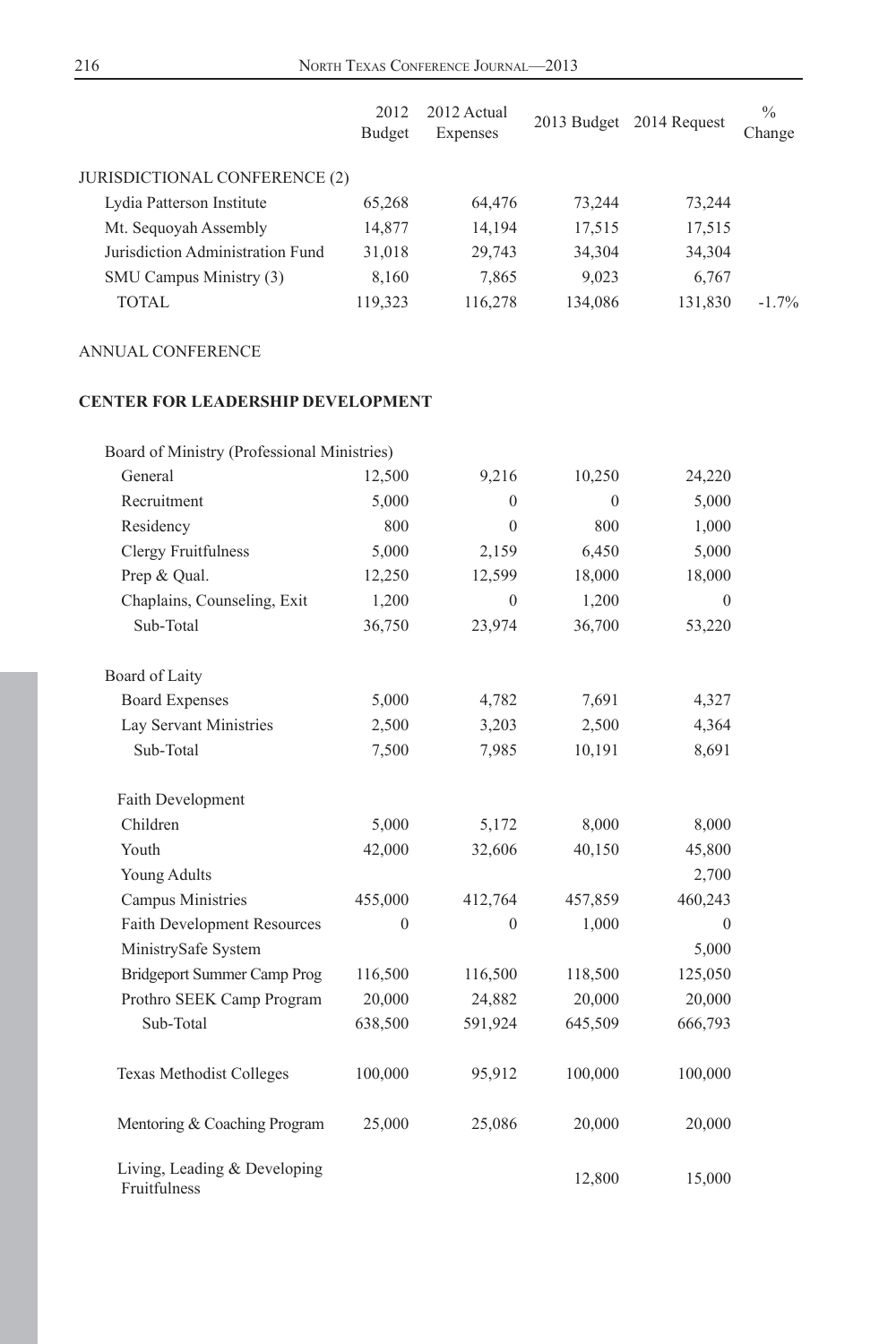| | 2012 Budget | 2012 Actual Expenses | 2013 Budget | 2014 Request | % Change |
|---|---|---|---|---|---|
| JURISDICTIONAL CONFERENCE (2) | | | | | |
| Lydia Patterson Institute | 65,268 | 64,476 | 73,244 | 73,244 | |
| Mt. Sequoyah Assembly | 14,877 | 14,194 | 17,515 | 17,515 | |
| Jurisdiction Administration Fund | 31,018 | 29,743 | 34,304 | 34,304 | |
| SMU Campus Ministry (3) | 8,160 | 7,865 | 9,023 | 6,767 | |
| TOTAL | 119,323 | 116,278 | 134,086 | 131,830 | -1.7% |

ANNUAL CONFERENCE

**CENTER FOR LEADERSHIP DEVELOPMENT**

| | 2012 Budget | 2012 Actual Expenses | 2013 Budget | 2014 Request | % Change |
|---|---|---|---|---|---|
| Board of Ministry (Professional Ministries) | | | | | |
| General | 12,500 | 9,216 | 10,250 | 24,220 | |
| Recruitment | 5,000 | 0 | 0 | 5,000 | |
| Residency | 800 | 0 | 800 | 1,000 | |
| Clergy Fruitfulness | 5,000 | 2,159 | 6,450 | 5,000 | |
| Prep & Qual. | 12,250 | 12,599 | 18,000 | 18,000 | |
| Chaplains, Counseling, Exit | 1,200 | 0 | 1,200 | 0 | |
| Sub-Total | 36,750 | 23,974 | 36,700 | 53,220 | |
| Board of Laity | | | | | |
| Board Expenses | 5,000 | 4,782 | 7,691 | 4,327 | |
| Lay Servant Ministries | 2,500 | 3,203 | 2,500 | 4,364 | |
| Sub-Total | 7,500 | 7,985 | 10,191 | 8,691 | |
| Faith Development | | | | | |
| Children | 5,000 | 5,172 | 8,000 | 8,000 | |
| Youth | 42,000 | 32,606 | 40,150 | 45,800 | |
| Young Adults | | | | 2,700 | |
| Campus Ministries | 455,000 | 412,764 | 457,859 | 460,243 | |
| Faith Development Resources | 0 | 0 | 1,000 | 0 | |
| MinistrySafe System | | | | 5,000 | |
| Bridgeport Summer Camp Prog | 116,500 | 116,500 | 118,500 | 125,050 | |
| Prothro SEEK Camp Program | 20,000 | 24,882 | 20,000 | 20,000 | |
| Sub-Total | 638,500 | 591,924 | 645,509 | 666,793 | |
| Texas Methodist Colleges | 100,000 | 95,912 | 100,000 | 100,000 | |
| Mentoring & Coaching Program | 25,000 | 25,086 | 20,000 | 20,000 | |
| Living, Leading & Developing Fruitfulness | | | 12,800 | 15,000 | |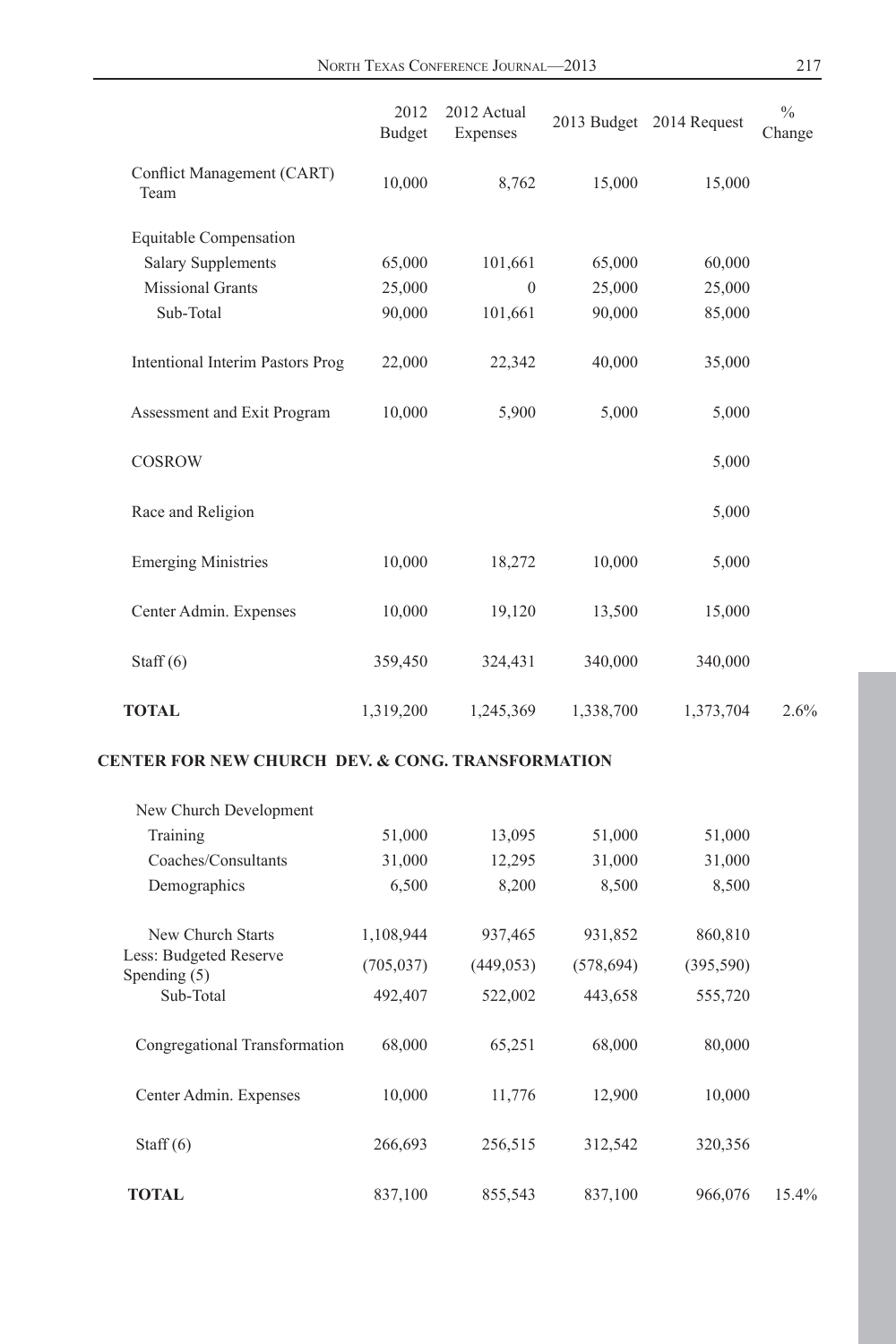| | 2012 Budget | 2012 Actual Expenses | 2013 Budget | 2014 Request | % Change |
|---|---|---|---|---|---|
| Conflict Management (CART) Team | 10,000 | 8,762 | 15,000 | 15,000 | |
| Equitable Compensation | | | | | |
| Salary Supplements | 65,000 | 101,661 | 65,000 | 60,000 | |
| Missional Grants | 25,000 | 0 | 25,000 | 25,000 | |
| Sub-Total | 90,000 | 101,661 | 90,000 | 85,000 | |
| Intentional Interim Pastors Prog | 22,000 | 22,342 | 40,000 | 35,000 | |
| Assessment and Exit Program | 10,000 | 5,900 | 5,000 | 5,000 | |
| COSROW | | | | 5,000 | |
| Race and Religion | | | | 5,000 | |
| Emerging Ministries | 10,000 | 18,272 | 10,000 | 5,000 | |
| Center Admin. Expenses | 10,000 | 19,120 | 13,500 | 15,000 | |
| Staff (6) | 359,450 | 324,431 | 340,000 | 340,000 | |
| **TOTAL** | 1,319,200 | 1,245,369 | 1,338,700 | 1,373,704 | 2.6% |

**CENTER FOR NEW CHURCH DEV. & CONG. TRANSFORMATION**

| | 2012 Budget | 2012 Actual Expenses | 2013 Budget | 2014 Request | % Change |
|---|---|---|---|---|---|
| New Church Development | | | | | |
| Training | 51,000 | 13,095 | 51,000 | 51,000 | |
| Coaches/Consultants | 31,000 | 12,295 | 31,000 | 31,000 | |
| Demographics | 6,500 | 8,200 | 8,500 | 8,500 | |
| New Church Starts | 1,108,944 | 937,465 | 931,852 | 860,810 | |
| Less: Budgeted Reserve Spending (5) | (705,037) | (449,053) | (578,694) | (395,590) | |
| Sub-Total | 492,407 | 522,002 | 443,658 | 555,720 | |
| Congregational Transformation | 68,000 | 65,251 | 68,000 | 80,000 | |
| Center Admin. Expenses | 10,000 | 11,776 | 12,900 | 10,000 | |
| Staff (6) | 266,693 | 256,515 | 312,542 | 320,356 | |
| **TOTAL** | 837,100 | 855,543 | 837,100 | 966,076 | 15.4% |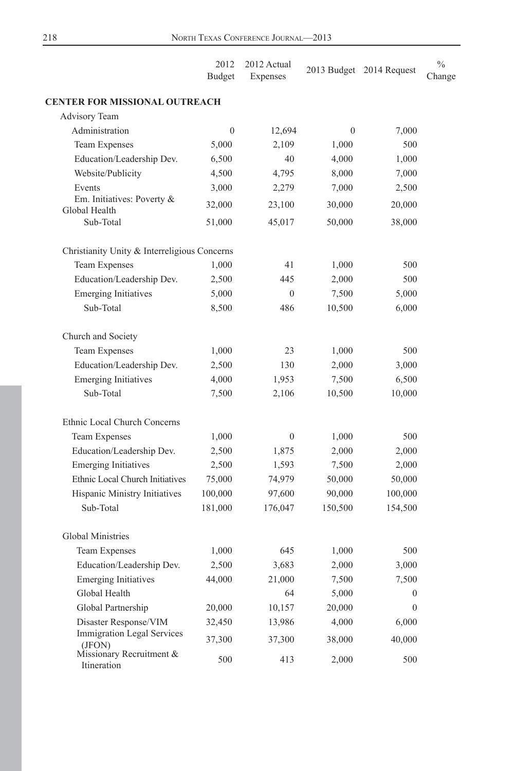| | 2012 Budget | 2012 Actual Expenses | 2013 Budget | 2014 Request | % Change |
|---|---|---|---|---|---|
| **CENTER FOR MISSIONAL OUTREACH** | | | | | |
| Advisory Team | | | | | |
| Administration | 0 | 12,694 | 0 | 7,000 | |
| Team Expenses | 5,000 | 2,109 | 1,000 | 500 | |
| Education/Leadership Dev. | 6,500 | 40 | 4,000 | 1,000 | |
| Website/Publicity | 4,500 | 4,795 | 8,000 | 7,000 | |
| Events | 3,000 | 2,279 | 7,000 | 2,500 | |
| Em. Initiatives: Poverty & Global Health | 32,000 | 23,100 | 30,000 | 20,000 | |
| Sub-Total | 51,000 | 45,017 | 50,000 | 38,000 | |
| | | | | | |
| Christianity Unity & Interreligious Concerns | | | | | |
| Team Expenses | 1,000 | 41 | 1,000 | 500 | |
| Education/Leadership Dev. | 2,500 | 445 | 2,000 | 500 | |
| Emerging Initiatives | 5,000 | 0 | 7,500 | 5,000 | |
| Sub-Total | 8,500 | 486 | 10,500 | 6,000 | |
| | | | | | |
| Church and Society | | | | | |
| Team Expenses | 1,000 | 23 | 1,000 | 500 | |
| Education/Leadership Dev. | 2,500 | 130 | 2,000 | 3,000 | |
| Emerging Initiatives | 4,000 | 1,953 | 7,500 | 6,500 | |
| Sub-Total | 7,500 | 2,106 | 10,500 | 10,000 | |
| | | | | | |
| Ethnic Local Church Concerns | | | | | |
| Team Expenses | 1,000 | 0 | 1,000 | 500 | |
| Education/Leadership Dev. | 2,500 | 1,875 | 2,000 | 2,000 | |
| Emerging Initiatives | 2,500 | 1,593 | 7,500 | 2,000 | |
| Ethnic Local Church Initiatives | 75,000 | 74,979 | 50,000 | 50,000 | |
| Hispanic Ministry Initiatives | 100,000 | 97,600 | 90,000 | 100,000 | |
| Sub-Total | 181,000 | 176,047 | 150,500 | 154,500 | |
| | | | | | |
| Global Ministries | | | | | |
| Team Expenses | 1,000 | 645 | 1,000 | 500 | |
| Education/Leadership Dev. | 2,500 | 3,683 | 2,000 | 3,000 | |
| Emerging Initiatives | 44,000 | 21,000 | 7,500 | 7,500 | |
| Global Health | | 64 | 5,000 | 0 | |
| Global Partnership | 20,000 | 10,157 | 20,000 | 0 | |
| Disaster Response/VIM | 32,450 | 13,986 | 4,000 | 6,000 | |
| Immigration Legal Services (JFON) | 37,300 | 37,300 | 38,000 | 40,000 | |
| Missionary Recruitment & Itineration | 500 | 413 | 2,000 | 500 | |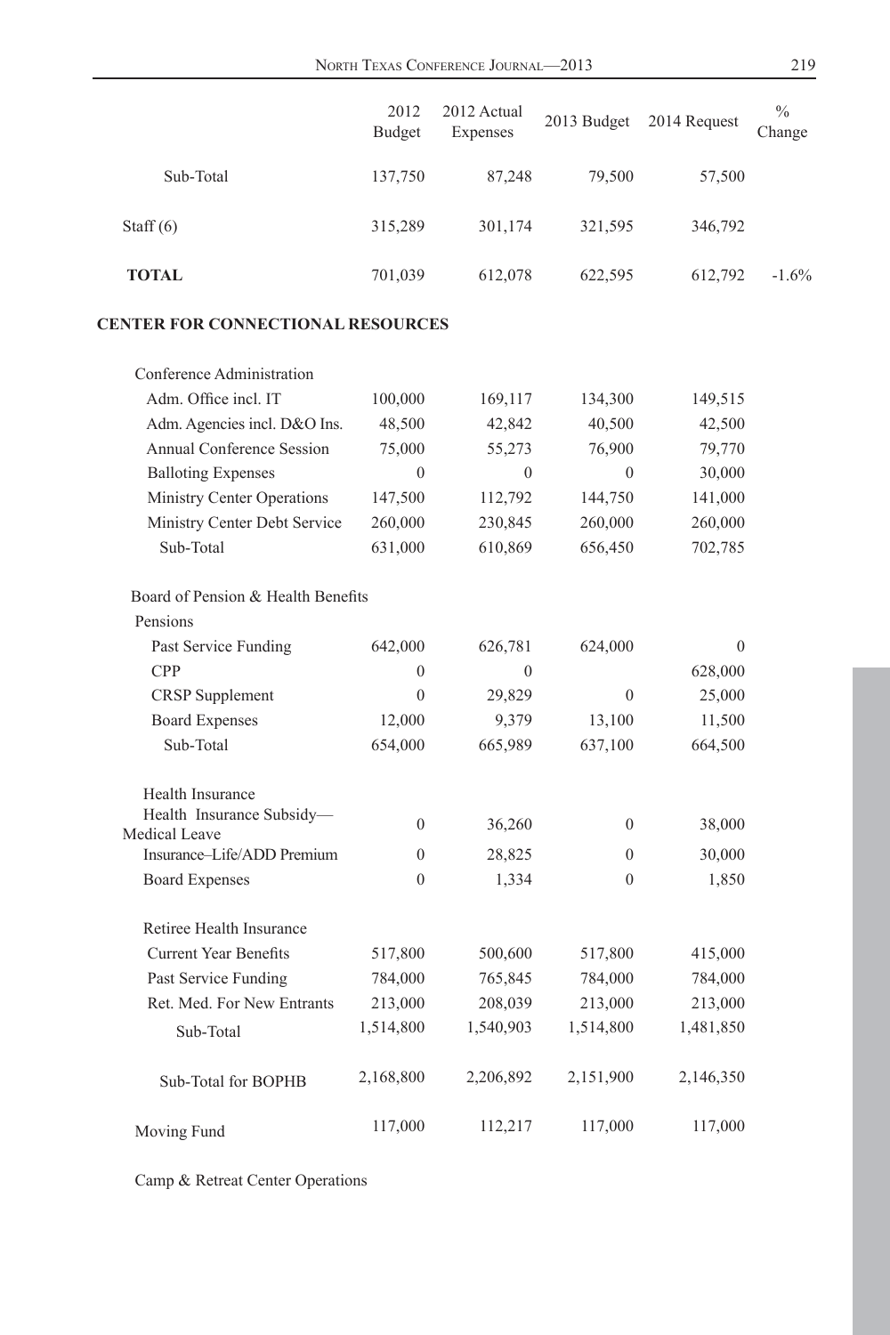| | 2012 Budget | 2012 Actual Expenses | 2013 Budget | 2014 Request | % Change |
|---|---|---|---|---|---|
| Sub-Total | 137,750 | 87,248 | 79,500 | 57,500 | |
| Staff (6) | 315,289 | 301,174 | 321,595 | 346,792 | |
| **TOTAL** | 701,039 | 612,078 | 622,595 | 612,792 | -1.6% |

**CENTER FOR CONNECTIONAL RESOURCES**

| | 2012 Budget | 2012 Actual Expenses | 2013 Budget | 2014 Request | % Change |
|---|---|---|---|---|---|
| Conference Administration | | | | | |
| Adm. Office incl. IT | 100,000 | 169,117 | 134,300 | 149,515 | |
| Adm. Agencies incl. D&O Ins. | 48,500 | 42,842 | 40,500 | 42,500 | |
| Annual Conference Session | 75,000 | 55,273 | 76,900 | 79,770 | |
| Balloting Expenses | 0 | 0 | 0 | 30,000 | |
| Ministry Center Operations | 147,500 | 112,792 | 144,750 | 141,000 | |
| Ministry Center Debt Service | 260,000 | 230,845 | 260,000 | 260,000 | |
| Sub-Total | 631,000 | 610,869 | 656,450 | 702,785 | |
| Board of Pension & Health Benefits | | | | | |
| Pensions | | | | | |
| Past Service Funding | 642,000 | 626,781 | 624,000 | 0 | |
| CPP | 0 | 0 | | 628,000 | |
| CRSP Supplement | 0 | 29,829 | 0 | 25,000 | |
| Board Expenses | 12,000 | 9,379 | 13,100 | 11,500 | |
| Sub-Total | 654,000 | 665,989 | 637,100 | 664,500 | |
| Health Insurance | | | | | |
| Health Insurance Subsidy—Medical Leave | 0 | 36,260 | 0 | 38,000 | |
| Insurance–Life/ADD Premium | 0 | 28,825 | 0 | 30,000 | |
| Board Expenses | 0 | 1,334 | 0 | 1,850 | |
| Retiree Health Insurance | | | | | |
| Current Year Benefits | 517,800 | 500,600 | 517,800 | 415,000 | |
| Past Service Funding | 784,000 | 765,845 | 784,000 | 784,000 | |
| Ret. Med. For New Entrants | 213,000 | 208,039 | 213,000 | 213,000 | |
| Sub-Total | 1,514,800 | 1,540,903 | 1,514,800 | 1,481,850 | |
| Sub-Total for BOPHB | 2,168,800 | 2,206,892 | 2,151,900 | 2,146,350 | |
| Moving Fund | 117,000 | 112,217 | 117,000 | 117,000 | |
| Camp & Retreat Center Operations | | | | | |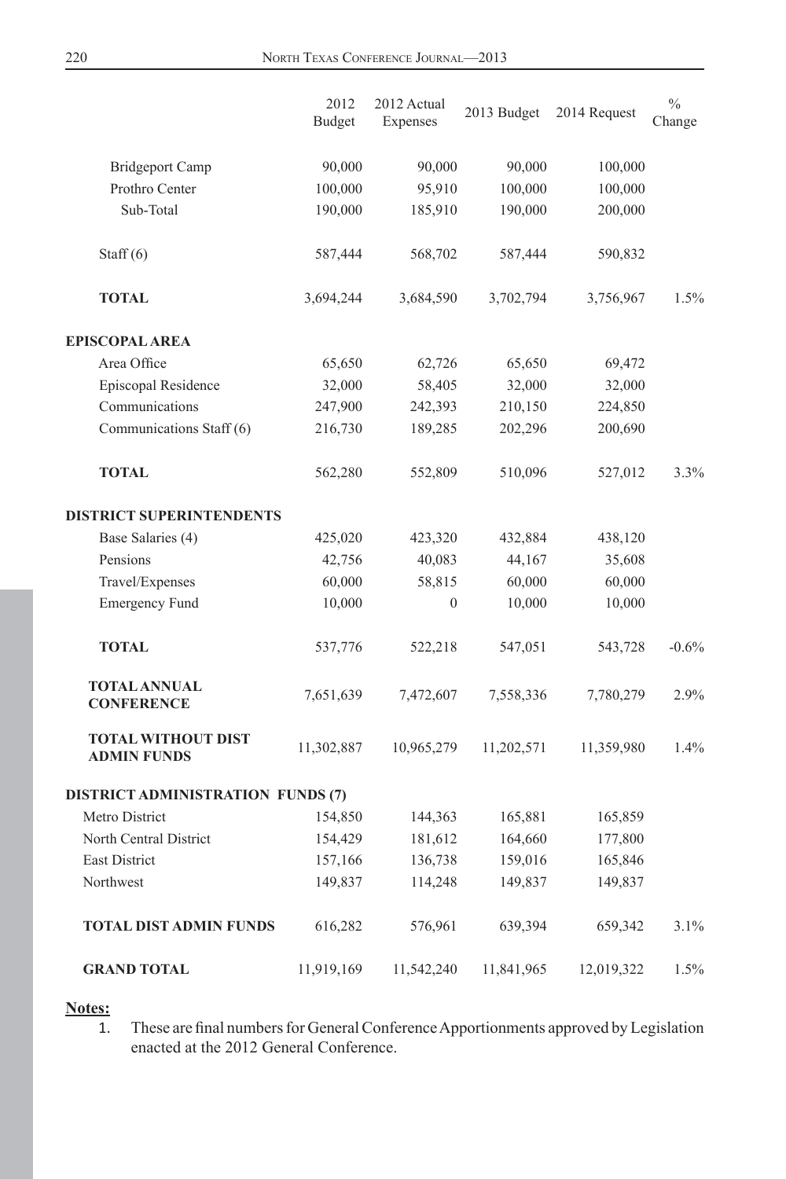| | 2012 Budget | 2012 Actual Expenses | 2013 Budget | 2014 Request | % Change |
|---|---|---|---|---|---|
| Bridgeport Camp | 90,000 | 90,000 | 90,000 | 100,000 | |
| Prothro Center | 100,000 | 95,910 | 100,000 | 100,000 | |
| Sub-Total | 190,000 | 185,910 | 190,000 | 200,000 | |
| Staff (6) | 587,444 | 568,702 | 587,444 | 590,832 | |
| **TOTAL** | 3,694,244 | 3,684,590 | 3,702,794 | 3,756,967 | 1.5% |
| **EPISCOPAL AREA** | | | | | |
| Area Office | 65,650 | 62,726 | 65,650 | 69,472 | |
| Episcopal Residence | 32,000 | 58,405 | 32,000 | 32,000 | |
| Communications | 247,900 | 242,393 | 210,150 | 224,850 | |
| Communications Staff (6) | 216,730 | 189,285 | 202,296 | 200,690 | |
| **TOTAL** | 562,280 | 552,809 | 510,096 | 527,012 | 3.3% |
| **DISTRICT SUPERINTENDENTS** | | | | | |
| Base Salaries (4) | 425,020 | 423,320 | 432,884 | 438,120 | |
| Pensions | 42,756 | 40,083 | 44,167 | 35,608 | |
| Travel/Expenses | 60,000 | 58,815 | 60,000 | 60,000 | |
| Emergency Fund | 10,000 | 0 | 10,000 | 10,000 | |
| **TOTAL** | 537,776 | 522,218 | 547,051 | 543,728 | -0.6% |
| **TOTAL ANNUAL CONFERENCE** | 7,651,639 | 7,472,607 | 7,558,336 | 7,780,279 | 2.9% |
| **TOTAL WITHOUT DIST ADMIN FUNDS** | 11,302,887 | 10,965,279 | 11,202,571 | 11,359,980 | 1.4% |
| **DISTRICT ADMINISTRATION FUNDS (7)** | | | | | |
| Metro District | 154,850 | 144,363 | 165,881 | 165,859 | |
| North Central District | 154,429 | 181,612 | 164,660 | 177,800 | |
| East District | 157,166 | 136,738 | 159,016 | 165,846 | |
| Northwest | 149,837 | 114,248 | 149,837 | 149,837 | |
| **TOTAL DIST ADMIN FUNDS** | 616,282 | 576,961 | 639,394 | 659,342 | 3.1% |
| **GRAND TOTAL** | 11,919,169 | 11,542,240 | 11,841,965 | 12,019,322 | 1.5% |

**Notes:**

1. These are final numbers for General Conference Apportionments approved by Legislation enacted at the 2012 General Conference.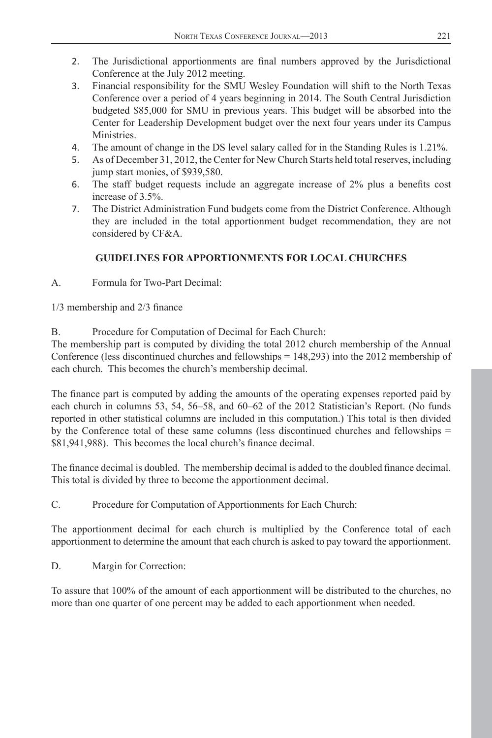2. The Jurisdictional apportionments are final numbers approved by the Jurisdictional Conference at the July 2012 meeting.
3. Financial responsibility for the SMU Wesley Foundation will shift to the North Texas Conference over a period of 4 years beginning in 2014. The South Central Jurisdiction budgeted $85,000 for SMU in previous years. This budget will be absorbed into the Center for Leadership Development budget over the next four years under its Campus Ministries.
4. The amount of change in the DS level salary called for in the Standing Rules is 1.21%.
5. As of December 31, 2012, the Center for New Church Starts held total reserves, including jump start monies, of $939,580.
6. The staff budget requests include an aggregate increase of 2% plus a benefits cost increase of 3.5%.
7. The District Administration Fund budgets come from the District Conference. Although they are included in the total apportionment budget recommendation, they are not considered by CF&A.

## GUIDELINES FOR APPORTIONMENTS FOR LOCAL CHURCHES

A. Formula for Two-Part Decimal:

1/3 membership and 2/3 finance

B. Procedure for Computation of Decimal for Each Church:

The membership part is computed by dividing the total 2012 church membership of the Annual Conference (less discontinued churches and fellowships = 148,293) into the 2012 membership of each church. This becomes the church's membership decimal.

The finance part is computed by adding the amounts of the operating expenses reported paid by each church in columns 53, 54, 56–58, and 60–62 of the 2012 Statistician's Report. (No funds reported in other statistical columns are included in this computation.) This total is then divided by the Conference total of these same columns (less discontinued churches and fellowships = $81,941,988). This becomes the local church's finance decimal.

The finance decimal is doubled. The membership decimal is added to the doubled finance decimal. This total is divided by three to become the apportionment decimal.

C. Procedure for Computation of Apportionments for Each Church:

The apportionment decimal for each church is multiplied by the Conference total of each apportionment to determine the amount that each church is asked to pay toward the apportionment.

D. Margin for Correction:

To assure that 100% of the amount of each apportionment will be distributed to the churches, no more than one quarter of one percent may be added to each apportionment when needed.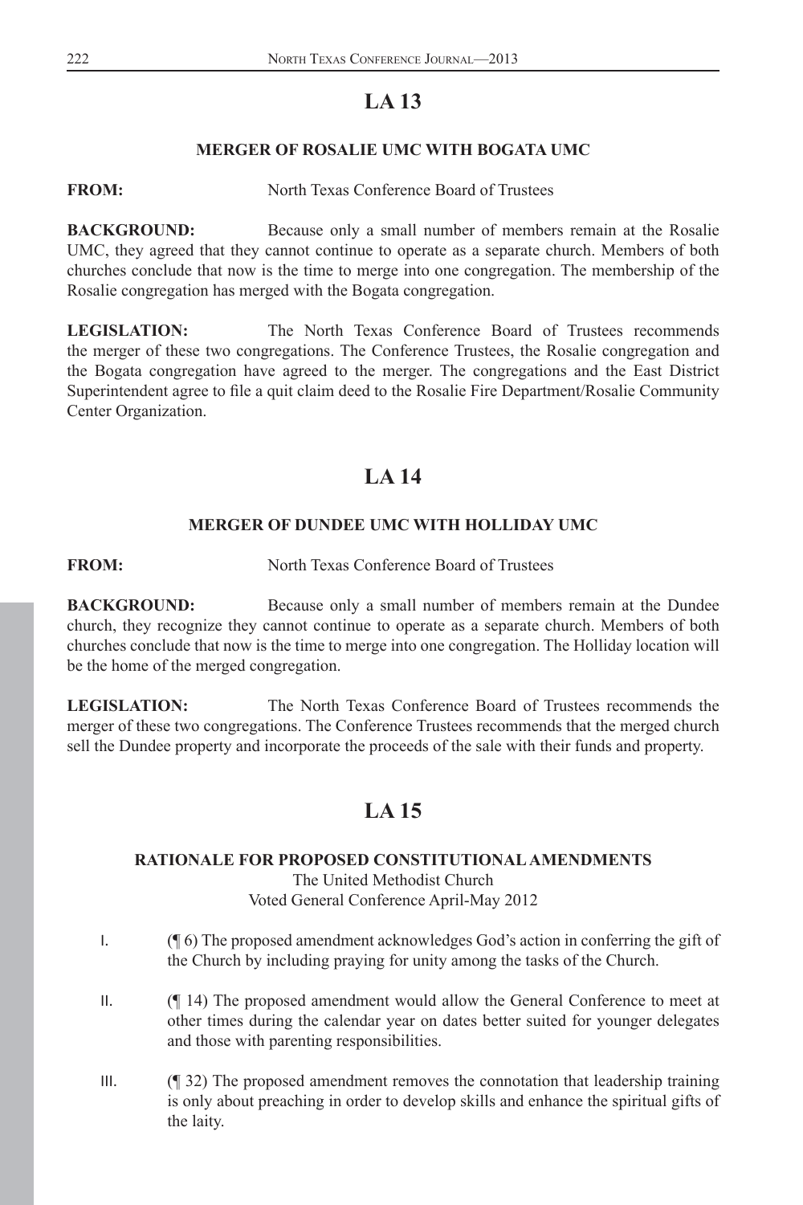## LA 13

### MERGER OF ROSALIE UMC WITH BOGATA UMC

**FROM:** North Texas Conference Board of Trustees

**BACKGROUND:** Because only a small number of members remain at the Rosalie UMC, they agreed that they cannot continue to operate as a separate church. Members of both churches conclude that now is the time to merge into one congregation. The membership of the Rosalie congregation has merged with the Bogata congregation.

**LEGISLATION:** The North Texas Conference Board of Trustees recommends the merger of these two congregations. The Conference Trustees, the Rosalie congregation and the Bogata congregation have agreed to the merger. The congregations and the East District Superintendent agree to file a quit claim deed to the Rosalie Fire Department/Rosalie Community Center Organization.

## LA 14

### MERGER OF DUNDEE UMC WITH HOLLIDAY UMC

**FROM:** North Texas Conference Board of Trustees

**BACKGROUND:** Because only a small number of members remain at the Dundee church, they recognize they cannot continue to operate as a separate church. Members of both churches conclude that now is the time to merge into one congregation. The Holliday location will be the home of the merged congregation.

**LEGISLATION:** The North Texas Conference Board of Trustees recommends the merger of these two congregations. The Conference Trustees recommends that the merged church sell the Dundee property and incorporate the proceeds of the sale with their funds and property.

## LA 15

### RATIONALE FOR PROPOSED CONSTITUTIONAL AMENDMENTS

The United Methodist Church
Voted General Conference April-May 2012

I. (¶ 6) The proposed amendment acknowledges God's action in conferring the gift of the Church by including praying for unity among the tasks of the Church.

II. (¶ 14) The proposed amendment would allow the General Conference to meet at other times during the calendar year on dates better suited for younger delegates and those with parenting responsibilities.

III. (¶ 32) The proposed amendment removes the connotation that leadership training is only about preaching in order to develop skills and enhance the spiritual gifts of the laity.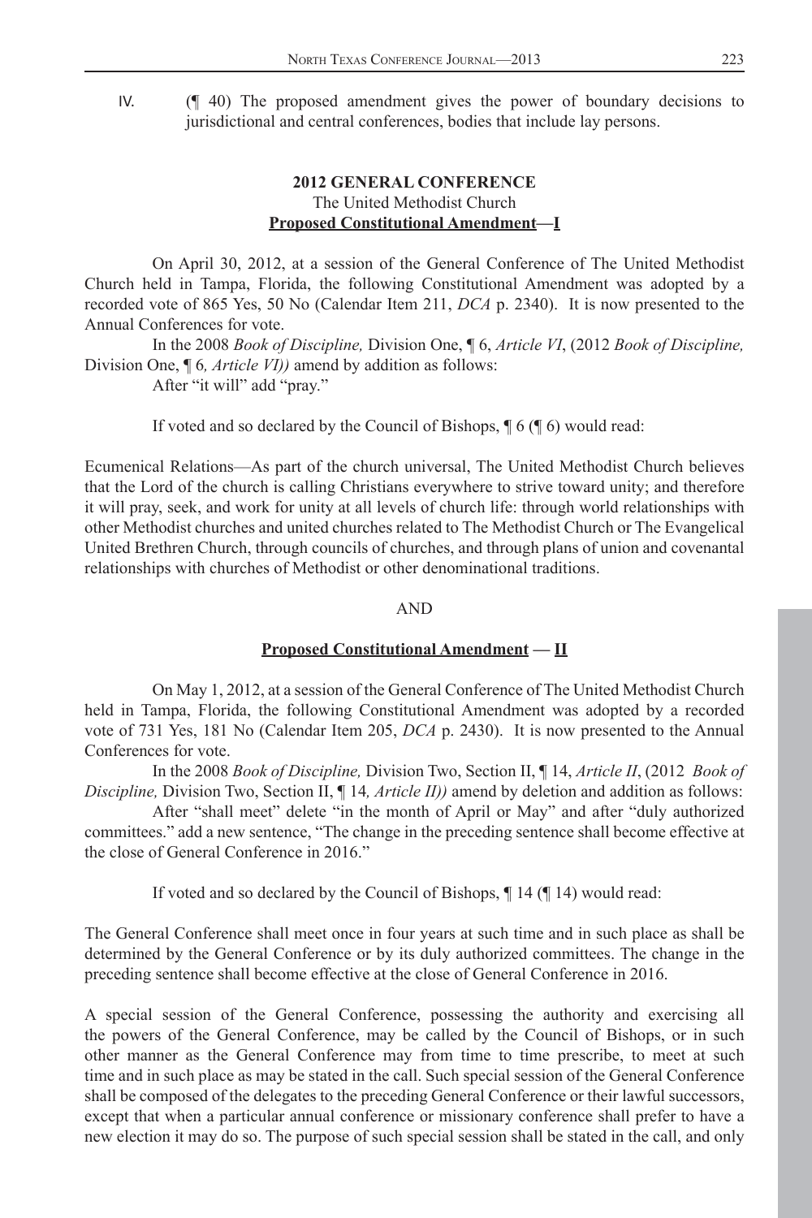IV. (¶ 40) The proposed amendment gives the power of boundary decisions to jurisdictional and central conferences, bodies that include lay persons.

**2012 GENERAL CONFERENCE**
The United Methodist Church
**Proposed Constitutional Amendment—I**

On April 30, 2012, at a session of the General Conference of The United Methodist Church held in Tampa, Florida, the following Constitutional Amendment was adopted by a recorded vote of 865 Yes, 50 No (Calendar Item 211, *DCA* p. 2340). It is now presented to the Annual Conferences for vote.

In the 2008 *Book of Discipline,* Division One, ¶ 6, *Article VI*, (2012 *Book of Discipline,* Division One, ¶ 6*, Article VI))* amend by addition as follows:

After "it will" add "pray."

If voted and so declared by the Council of Bishops, ¶ 6 (¶ 6) would read:

Ecumenical Relations—As part of the church universal, The United Methodist Church believes that the Lord of the church is calling Christians everywhere to strive toward unity; and therefore it will pray, seek, and work for unity at all levels of church life: through world relationships with other Methodist churches and united churches related to The Methodist Church or The Evangelical United Brethren Church, through councils of churches, and through plans of union and covenantal relationships with churches of Methodist or other denominational traditions.

AND

**Proposed Constitutional Amendment — II**

On May 1, 2012, at a session of the General Conference of The United Methodist Church held in Tampa, Florida, the following Constitutional Amendment was adopted by a recorded vote of 731 Yes, 181 No (Calendar Item 205, *DCA* p. 2430). It is now presented to the Annual Conferences for vote.

In the 2008 *Book of Discipline,* Division Two, Section II, ¶ 14, *Article II*, (2012 *Book of Discipline,* Division Two, Section II, ¶ 14*, Article II))* amend by deletion and addition as follows:

After "shall meet" delete "in the month of April or May" and after "duly authorized committees." add a new sentence, "The change in the preceding sentence shall become effective at the close of General Conference in 2016."

If voted and so declared by the Council of Bishops, ¶ 14 (¶ 14) would read:

The General Conference shall meet once in four years at such time and in such place as shall be determined by the General Conference or by its duly authorized committees. The change in the preceding sentence shall become effective at the close of General Conference in 2016.

A special session of the General Conference, possessing the authority and exercising all the powers of the General Conference, may be called by the Council of Bishops, or in such other manner as the General Conference may from time to time prescribe, to meet at such time and in such place as may be stated in the call. Such special session of the General Conference shall be composed of the delegates to the preceding General Conference or their lawful successors, except that when a particular annual conference or missionary conference shall prefer to have a new election it may do so. The purpose of such special session shall be stated in the call, and only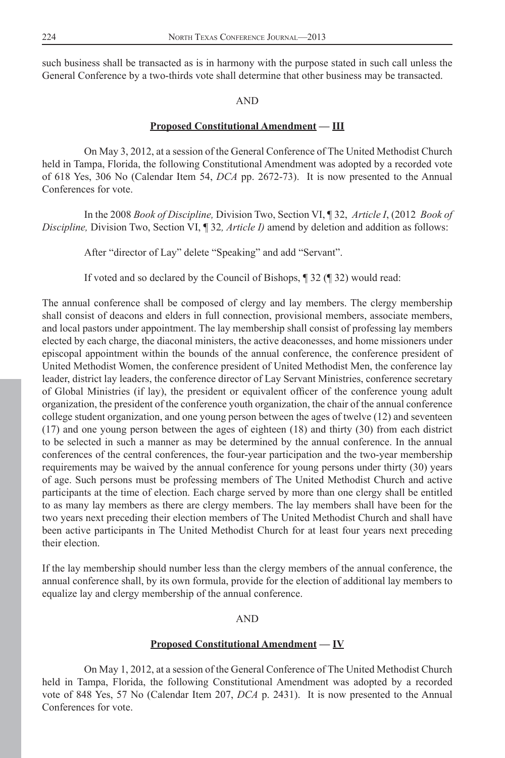such business shall be transacted as is in harmony with the purpose stated in such call unless the General Conference by a two-thirds vote shall determine that other business may be transacted.

AND

**Proposed Constitutional Amendment — III**

On May 3, 2012, at a session of the General Conference of The United Methodist Church held in Tampa, Florida, the following Constitutional Amendment was adopted by a recorded vote of 618 Yes, 306 No (Calendar Item 54, *DCA* pp. 2672-73). It is now presented to the Annual Conferences for vote.

In the 2008 *Book of Discipline,* Division Two, Section VI, ¶ 32, *Article I*, (2012 *Book of Discipline,* Division Two, Section VI, ¶ 32*, Article I)* amend by deletion and addition as follows:

After "director of Lay" delete "Speaking" and add "Servant".

If voted and so declared by the Council of Bishops, ¶ 32 (¶ 32) would read:

The annual conference shall be composed of clergy and lay members. The clergy membership shall consist of deacons and elders in full connection, provisional members, associate members, and local pastors under appointment. The lay membership shall consist of professing lay members elected by each charge, the diaconal ministers, the active deaconesses, and home missioners under episcopal appointment within the bounds of the annual conference, the conference president of United Methodist Women, the conference president of United Methodist Men, the conference lay leader, district lay leaders, the conference director of Lay Servant Ministries, conference secretary of Global Ministries (if lay), the president or equivalent officer of the conference young adult organization, the president of the conference youth organization, the chair of the annual conference college student organization, and one young person between the ages of twelve (12) and seventeen (17) and one young person between the ages of eighteen (18) and thirty (30) from each district to be selected in such a manner as may be determined by the annual conference. In the annual conferences of the central conferences, the four-year participation and the two-year membership requirements may be waived by the annual conference for young persons under thirty (30) years of age. Such persons must be professing members of The United Methodist Church and active participants at the time of election. Each charge served by more than one clergy shall be entitled to as many lay members as there are clergy members. The lay members shall have been for the two years next preceding their election members of The United Methodist Church and shall have been active participants in The United Methodist Church for at least four years next preceding their election.

If the lay membership should number less than the clergy members of the annual conference, the annual conference shall, by its own formula, provide for the election of additional lay members to equalize lay and clergy membership of the annual conference.

AND

**Proposed Constitutional Amendment — IV**

On May 1, 2012, at a session of the General Conference of The United Methodist Church held in Tampa, Florida, the following Constitutional Amendment was adopted by a recorded vote of 848 Yes, 57 No (Calendar Item 207, *DCA* p. 2431). It is now presented to the Annual Conferences for vote.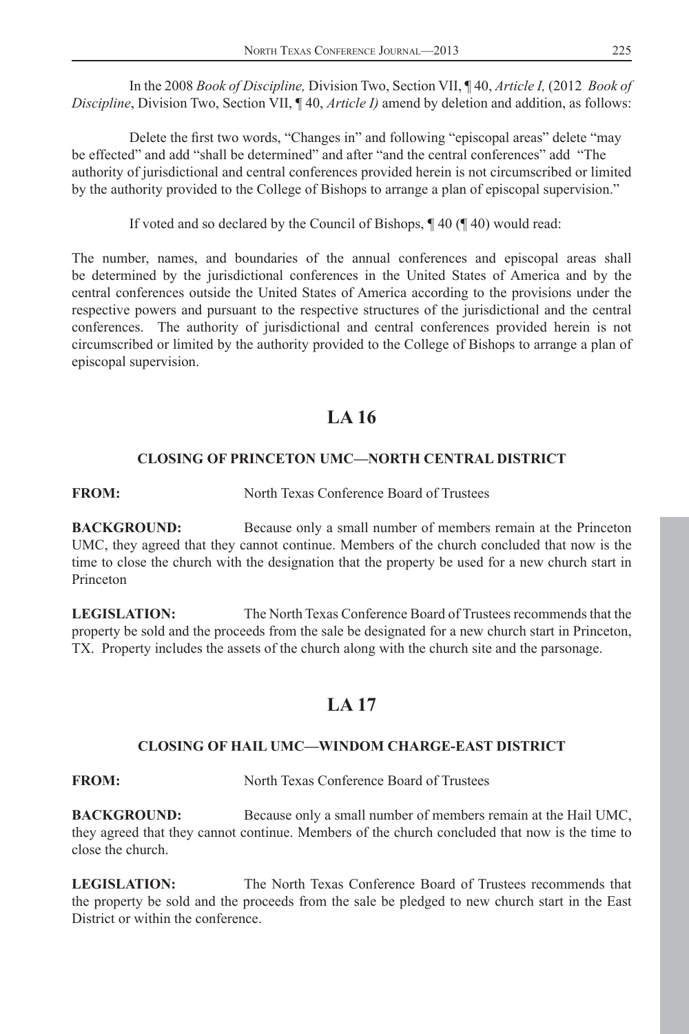In the 2008 *Book of Discipline,* Division Two, Section VII, ¶ 40, *Article I,* (2012 *Book of Discipline*, Division Two, Section VII, ¶ 40, *Article I)* amend by deletion and addition, as follows:

Delete the first two words, "Changes in" and following "episcopal areas" delete "may be effected" and add "shall be determined" and after "and the central conferences" add "The authority of jurisdictional and central conferences provided herein is not circumscribed or limited by the authority provided to the College of Bishops to arrange a plan of episcopal supervision."

If voted and so declared by the Council of Bishops, ¶ 40 (¶ 40) would read:

The number, names, and boundaries of the annual conferences and episcopal areas shall be determined by the jurisdictional conferences in the United States of America and by the central conferences outside the United States of America according to the provisions under the respective powers and pursuant to the respective structures of the jurisdictional and the central conferences. The authority of jurisdictional and central conferences provided herein is not circumscribed or limited by the authority provided to the College of Bishops to arrange a plan of episcopal supervision.

## LA 16

### CLOSING OF PRINCETON UMC—NORTH CENTRAL DISTRICT

**FROM:** North Texas Conference Board of Trustees

**BACKGROUND:** Because only a small number of members remain at the Princeton UMC, they agreed that they cannot continue. Members of the church concluded that now is the time to close the church with the designation that the property be used for a new church start in Princeton

**LEGISLATION:** The North Texas Conference Board of Trustees recommends that the property be sold and the proceeds from the sale be designated for a new church start in Princeton, TX. Property includes the assets of the church along with the church site and the parsonage.

## LA 17

### CLOSING OF HAIL UMC—WINDOM CHARGE-EAST DISTRICT

**FROM:** North Texas Conference Board of Trustees

**BACKGROUND:** Because only a small number of members remain at the Hail UMC, they agreed that they cannot continue. Members of the church concluded that now is the time to close the church.

**LEGISLATION:** The North Texas Conference Board of Trustees recommends that the property be sold and the proceeds from the sale be pledged to new church start in the East District or within the conference.